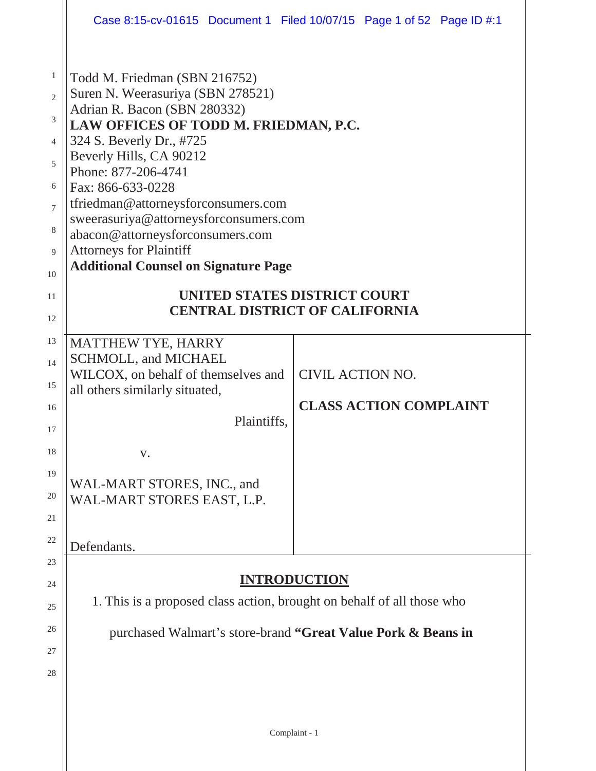Todd M. Friedman (SBN 216752)
Suren N. Weerasuriya (SBN 278521)
Adrian R. Bacon (SBN 280332)
**LAW OFFICES OF TODD M. FRIEDMAN, P.C.**
324 S. Beverly Dr., #725
Beverly Hills, CA 90212
Phone: 877-206-4741
Fax: 866-633-0228
tfriedman@attorneysforconsumers.com
sweerasuriya@attorneysforconsumers.com
abacon@attorneysforconsumers.com
Attorneys for Plaintiff
**Additional Counsel on Signature Page**

**UNITED STATES DISTRICT COURT**
**CENTRAL DISTRICT OF CALIFORNIA**

| | |
|---|---|
| MATTHEW TYE, HARRY SCHMOLL, and MICHAEL WILCOX, on behalf of themselves and all others similarly situated,<br><br>Plaintiffs,<br><br>v.<br><br>WAL-MART STORES, INC., and WAL-MART STORES EAST, L.P.<br><br>Defendants. | CIVIL ACTION NO.<br><br>**CLASS ACTION COMPLAINT** |

## INTRODUCTION

1. This is a proposed class action, brought on behalf of all those who purchased Walmart's store-brand **"Great Value Pork & Beans in**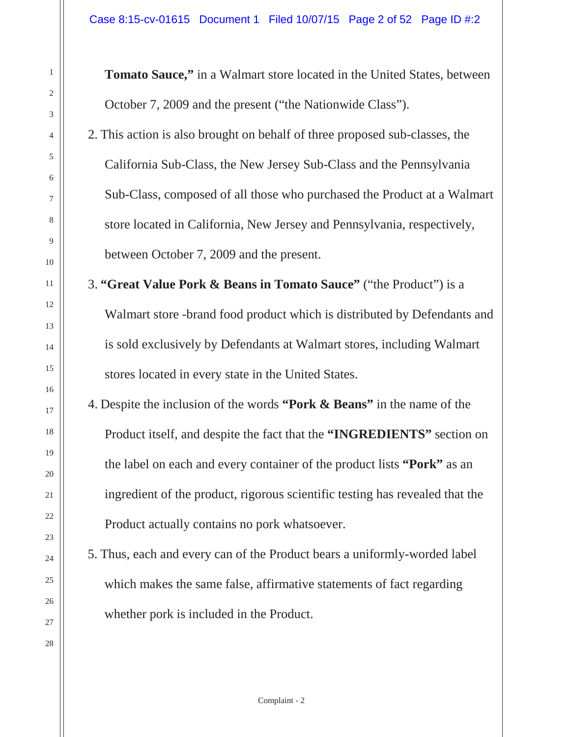**Tomato Sauce,"** in a Walmart store located in the United States, between October 7, 2009 and the present ("the Nationwide Class").

2. This action is also brought on behalf of three proposed sub-classes, the California Sub-Class, the New Jersey Sub-Class and the Pennsylvania Sub-Class, composed of all those who purchased the Product at a Walmart store located in California, New Jersey and Pennsylvania, respectively, between October 7, 2009 and the present.

3. **"Great Value Pork & Beans in Tomato Sauce"** ("the Product") is a Walmart store -brand food product which is distributed by Defendants and is sold exclusively by Defendants at Walmart stores, including Walmart stores located in every state in the United States.

4. Despite the inclusion of the words **"Pork & Beans"** in the name of the Product itself, and despite the fact that the **"INGREDIENTS"** section on the label on each and every container of the product lists **"Pork"** as an ingredient of the product, rigorous scientific testing has revealed that the Product actually contains no pork whatsoever.

5. Thus, each and every can of the Product bears a uniformly-worded label which makes the same false, affirmative statements of fact regarding whether pork is included in the Product.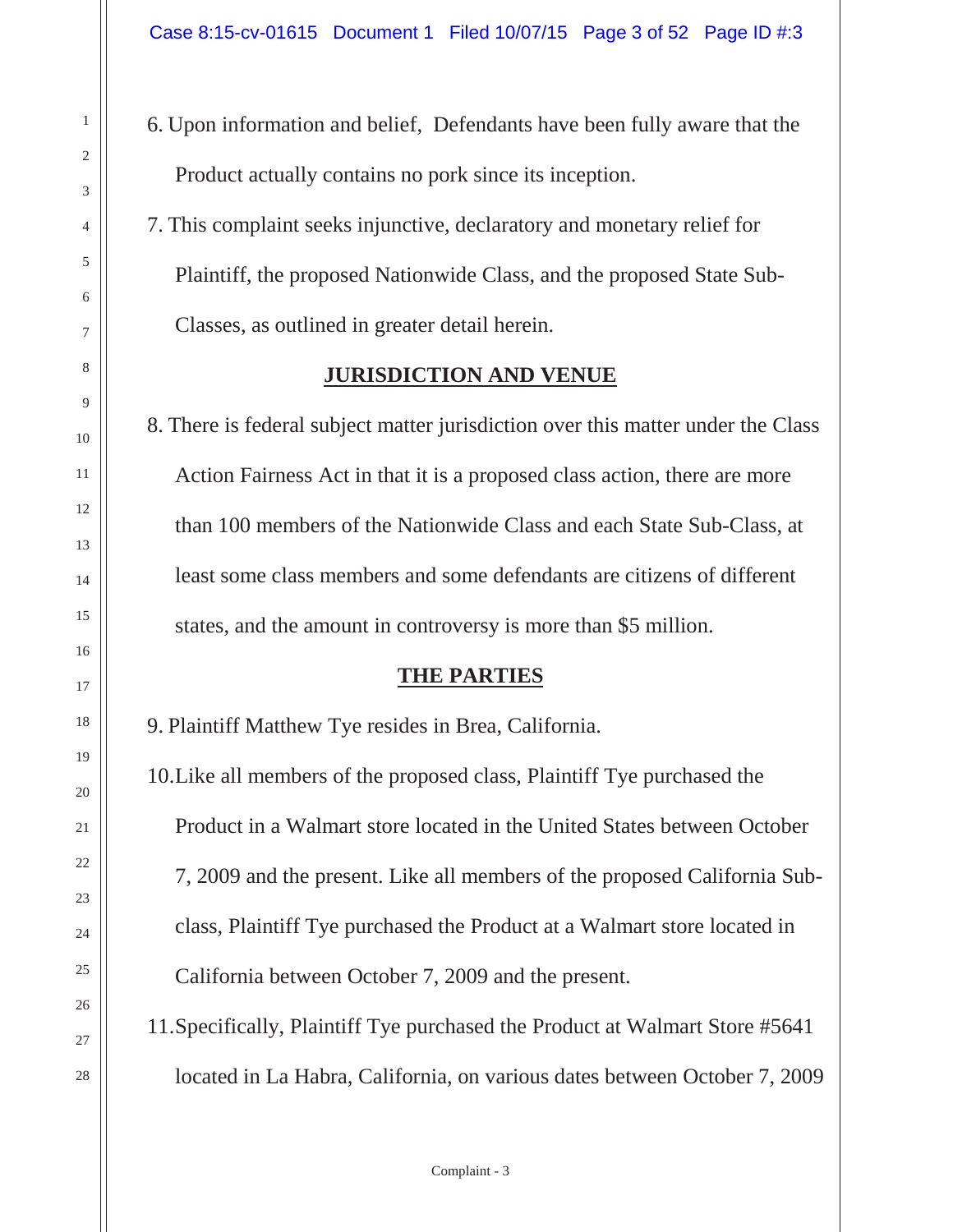6. Upon information and belief, Defendants have been fully aware that the Product actually contains no pork since its inception.

7. This complaint seeks injunctive, declaratory and monetary relief for Plaintiff, the proposed Nationwide Class, and the proposed State Sub-Classes, as outlined in greater detail herein.

## JURISDICTION AND VENUE

8. There is federal subject matter jurisdiction over this matter under the Class Action Fairness Act in that it is a proposed class action, there are more than 100 members of the Nationwide Class and each State Sub-Class, at least some class members and some defendants are citizens of different states, and the amount in controversy is more than $5 million.

## THE PARTIES

9. Plaintiff Matthew Tye resides in Brea, California.

10. Like all members of the proposed class, Plaintiff Tye purchased the Product in a Walmart store located in the United States between October 7, 2009 and the present. Like all members of the proposed California Sub-class, Plaintiff Tye purchased the Product at a Walmart store located in California between October 7, 2009 and the present.

11. Specifically, Plaintiff Tye purchased the Product at Walmart Store #5641 located in La Habra, California, on various dates between October 7, 2009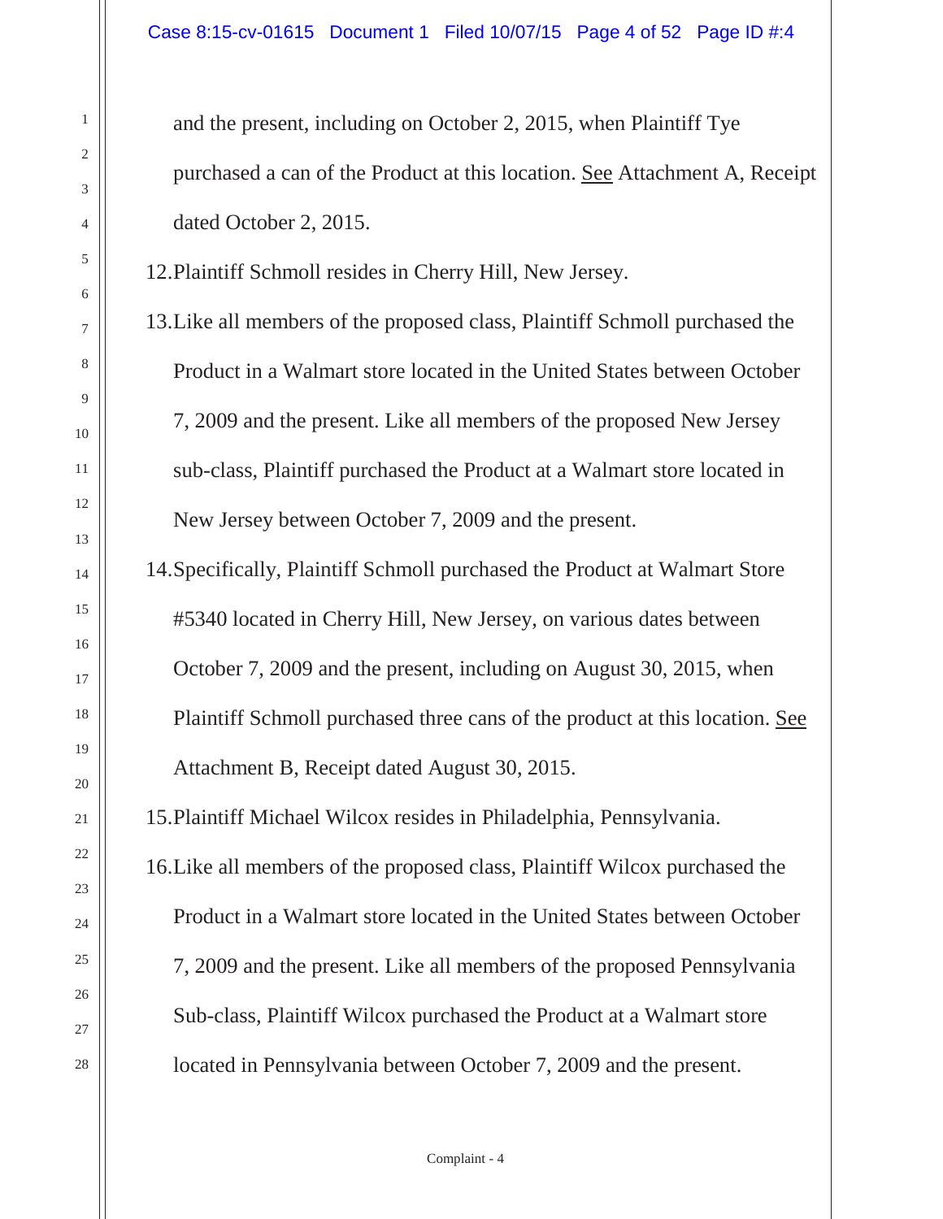and the present, including on October 2, 2015, when Plaintiff Tye purchased a can of the Product at this location. See Attachment A, Receipt dated October 2, 2015.

12. Plaintiff Schmoll resides in Cherry Hill, New Jersey.

13. Like all members of the proposed class, Plaintiff Schmoll purchased the Product in a Walmart store located in the United States between October 7, 2009 and the present. Like all members of the proposed New Jersey sub-class, Plaintiff purchased the Product at a Walmart store located in New Jersey between October 7, 2009 and the present.

14. Specifically, Plaintiff Schmoll purchased the Product at Walmart Store #5340 located in Cherry Hill, New Jersey, on various dates between October 7, 2009 and the present, including on August 30, 2015, when Plaintiff Schmoll purchased three cans of the product at this location. See Attachment B, Receipt dated August 30, 2015.

15. Plaintiff Michael Wilcox resides in Philadelphia, Pennsylvania.

16. Like all members of the proposed class, Plaintiff Wilcox purchased the Product in a Walmart store located in the United States between October 7, 2009 and the present. Like all members of the proposed Pennsylvania Sub-class, Plaintiff Wilcox purchased the Product at a Walmart store located in Pennsylvania between October 7, 2009 and the present.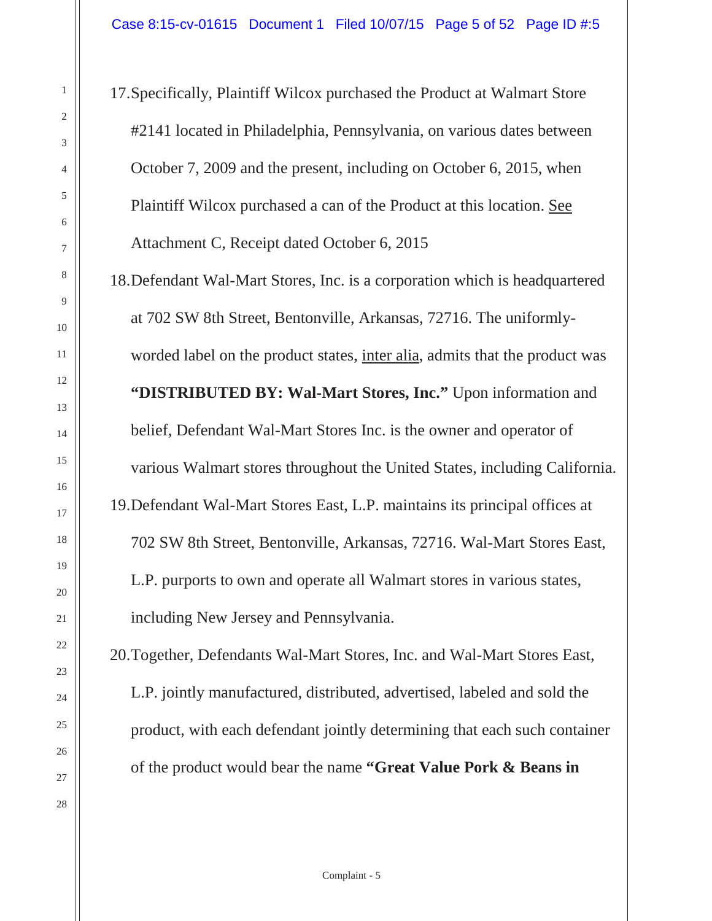17. Specifically, Plaintiff Wilcox purchased the Product at Walmart Store #2141 located in Philadelphia, Pennsylvania, on various dates between October 7, 2009 and the present, including on October 6, 2015, when Plaintiff Wilcox purchased a can of the Product at this location. See Attachment C, Receipt dated October 6, 2015

18. Defendant Wal-Mart Stores, Inc. is a corporation which is headquartered at 702 SW 8th Street, Bentonville, Arkansas, 72716. The uniformly-worded label on the product states, inter alia, admits that the product was **"DISTRIBUTED BY: Wal-Mart Stores, Inc."** Upon information and belief, Defendant Wal-Mart Stores Inc. is the owner and operator of various Walmart stores throughout the United States, including California.

19. Defendant Wal-Mart Stores East, L.P. maintains its principal offices at 702 SW 8th Street, Bentonville, Arkansas, 72716. Wal-Mart Stores East, L.P. purports to own and operate all Walmart stores in various states, including New Jersey and Pennsylvania.

20. Together, Defendants Wal-Mart Stores, Inc. and Wal-Mart Stores East, L.P. jointly manufactured, distributed, advertised, labeled and sold the product, with each defendant jointly determining that each such container of the product would bear the name **"Great Value Pork & Beans in**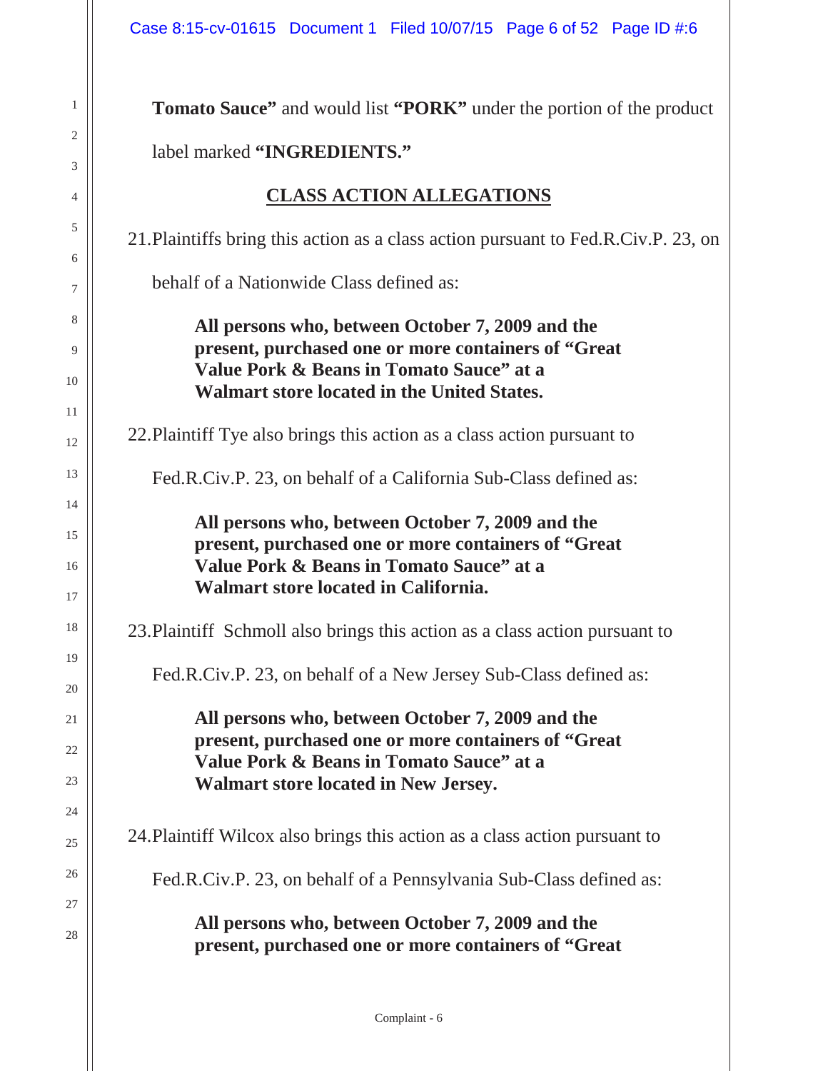**Tomato Sauce"** and would list **"PORK"** under the portion of the product label marked **"INGREDIENTS."**

## CLASS ACTION ALLEGATIONS

21. Plaintiffs bring this action as a class action pursuant to Fed.R.Civ.P. 23, on behalf of a Nationwide Class defined as:

> **All persons who, between October 7, 2009 and the present, purchased one or more containers of "Great Value Pork & Beans in Tomato Sauce" at a Walmart store located in the United States.**

22. Plaintiff Tye also brings this action as a class action pursuant to Fed.R.Civ.P. 23, on behalf of a California Sub-Class defined as:

> **All persons who, between October 7, 2009 and the present, purchased one or more containers of "Great Value Pork & Beans in Tomato Sauce" at a Walmart store located in California.**

23. Plaintiff Schmoll also brings this action as a class action pursuant to Fed.R.Civ.P. 23, on behalf of a New Jersey Sub-Class defined as:

> **All persons who, between October 7, 2009 and the present, purchased one or more containers of "Great Value Pork & Beans in Tomato Sauce" at a Walmart store located in New Jersey.**

24. Plaintiff Wilcox also brings this action as a class action pursuant to Fed.R.Civ.P. 23, on behalf of a Pennsylvania Sub-Class defined as:

> **All persons who, between October 7, 2009 and the present, purchased one or more containers of "Great**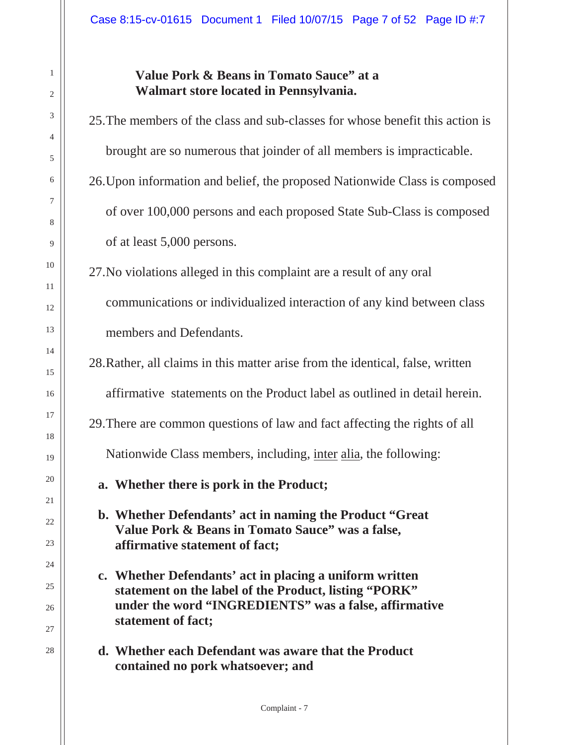**Value Pork & Beans in Tomato Sauce" at a Walmart store located in Pennsylvania.**

25. The members of the class and sub-classes for whose benefit this action is brought are so numerous that joinder of all members is impracticable.

26. Upon information and belief, the proposed Nationwide Class is composed of over 100,000 persons and each proposed State Sub-Class is composed of at least 5,000 persons.

27. No violations alleged in this complaint are a result of any oral communications or individualized interaction of any kind between class members and Defendants.

28. Rather, all claims in this matter arise from the identical, false, written affirmative statements on the Product label as outlined in detail herein.

29. There are common questions of law and fact affecting the rights of all Nationwide Class members, including, inter alia, the following:

   a. **Whether there is pork in the Product;**

   b. **Whether Defendants' act in naming the Product "Great Value Pork & Beans in Tomato Sauce" was a false, affirmative statement of fact;**

   c. **Whether Defendants' act in placing a uniform written statement on the label of the Product, listing "PORK" under the word "INGREDIENTS" was a false, affirmative statement of fact;**

   d. **Whether each Defendant was aware that the Product contained no pork whatsoever; and**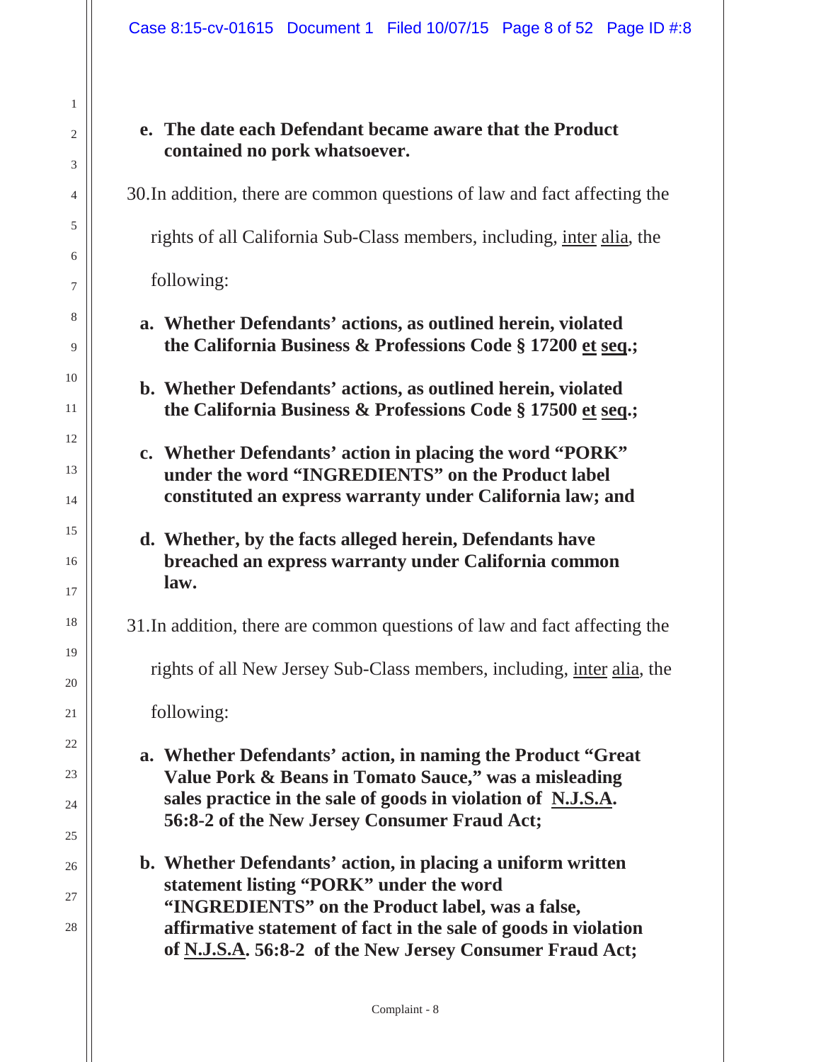e. **The date each Defendant became aware that the Product contained no pork whatsoever.**

30. In addition, there are common questions of law and fact affecting the rights of all California Sub-Class members, including, inter alia, the following:

a. **Whether Defendants' actions, as outlined herein, violated the California Business & Professions Code § 17200 et seq.;**

b. **Whether Defendants' actions, as outlined herein, violated the California Business & Professions Code § 17500 et seq.;**

c. **Whether Defendants' action in placing the word "PORK" under the word "INGREDIENTS" on the Product label constituted an express warranty under California law; and**

d. **Whether, by the facts alleged herein, Defendants have breached an express warranty under California common law.**

31. In addition, there are common questions of law and fact affecting the rights of all New Jersey Sub-Class members, including, inter alia, the following:

a. **Whether Defendants' action, in naming the Product "Great Value Pork & Beans in Tomato Sauce," was a misleading sales practice in the sale of goods in violation of N.J.S.A. 56:8-2 of the New Jersey Consumer Fraud Act;**

b. **Whether Defendants' action, in placing a uniform written statement listing "PORK" under the word "INGREDIENTS" on the Product label, was a false, affirmative statement of fact in the sale of goods in violation of N.J.S.A. 56:8-2 of the New Jersey Consumer Fraud Act;**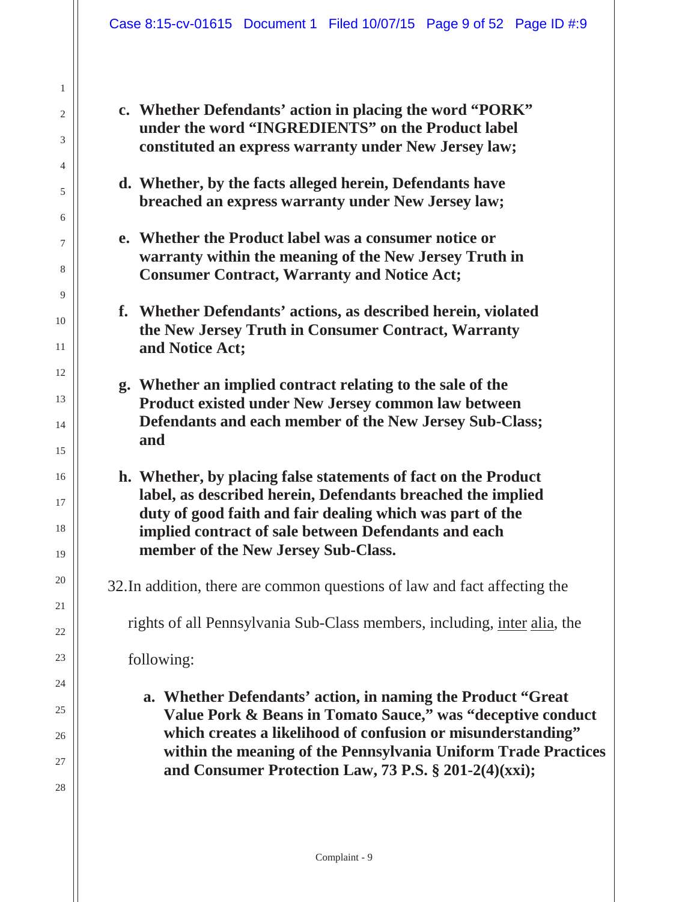c. **Whether Defendants' action in placing the word "PORK" under the word "INGREDIENTS" on the Product label constituted an express warranty under New Jersey law;**

d. **Whether, by the facts alleged herein, Defendants have breached an express warranty under New Jersey law;**

e. **Whether the Product label was a consumer notice or warranty within the meaning of the New Jersey Truth in Consumer Contract, Warranty and Notice Act;**

f. **Whether Defendants' actions, as described herein, violated the New Jersey Truth in Consumer Contract, Warranty and Notice Act;**

g. **Whether an implied contract relating to the sale of the Product existed under New Jersey common law between Defendants and each member of the New Jersey Sub-Class; and**

h. **Whether, by placing false statements of fact on the Product label, as described herein, Defendants breached the implied duty of good faith and fair dealing which was part of the implied contract of sale between Defendants and each member of the New Jersey Sub-Class.**

32. In addition, there are common questions of law and fact affecting the rights of all Pennsylvania Sub-Class members, including, inter alia, the following:

a. **Whether Defendants' action, in naming the Product "Great Value Pork & Beans in Tomato Sauce," was "deceptive conduct which creates a likelihood of confusion or misunderstanding" within the meaning of the Pennsylvania Uniform Trade Practices and Consumer Protection Law, 73 P.S. § 201-2(4)(xxi);**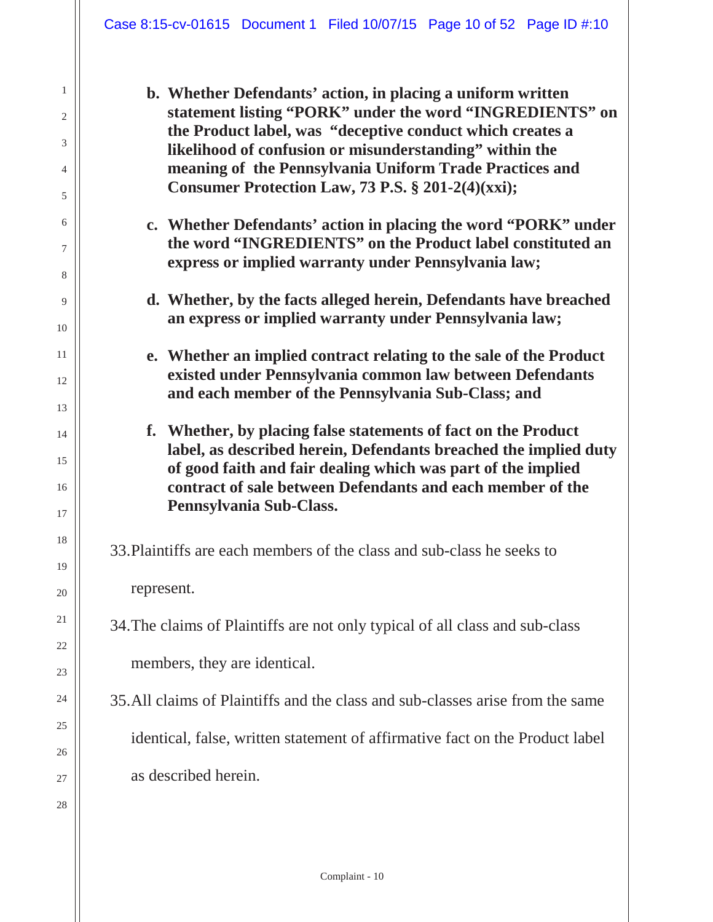b. **Whether Defendants' action, in placing a uniform written statement listing "PORK" under the word "INGREDIENTS" on the Product label, was "deceptive conduct which creates a likelihood of confusion or misunderstanding" within the meaning of the Pennsylvania Uniform Trade Practices and Consumer Protection Law, 73 P.S. § 201-2(4)(xxi);**

c. **Whether Defendants' action in placing the word "PORK" under the word "INGREDIENTS" on the Product label constituted an express or implied warranty under Pennsylvania law;**

d. **Whether, by the facts alleged herein, Defendants have breached an express or implied warranty under Pennsylvania law;**

e. **Whether an implied contract relating to the sale of the Product existed under Pennsylvania common law between Defendants and each member of the Pennsylvania Sub-Class; and**

f. **Whether, by placing false statements of fact on the Product label, as described herein, Defendants breached the implied duty of good faith and fair dealing which was part of the implied contract of sale between Defendants and each member of the Pennsylvania Sub-Class.**

33. Plaintiffs are each members of the class and sub-class he seeks to represent.

34. The claims of Plaintiffs are not only typical of all class and sub-class members, they are identical.

35. All claims of Plaintiffs and the class and sub-classes arise from the same identical, false, written statement of affirmative fact on the Product label as described herein.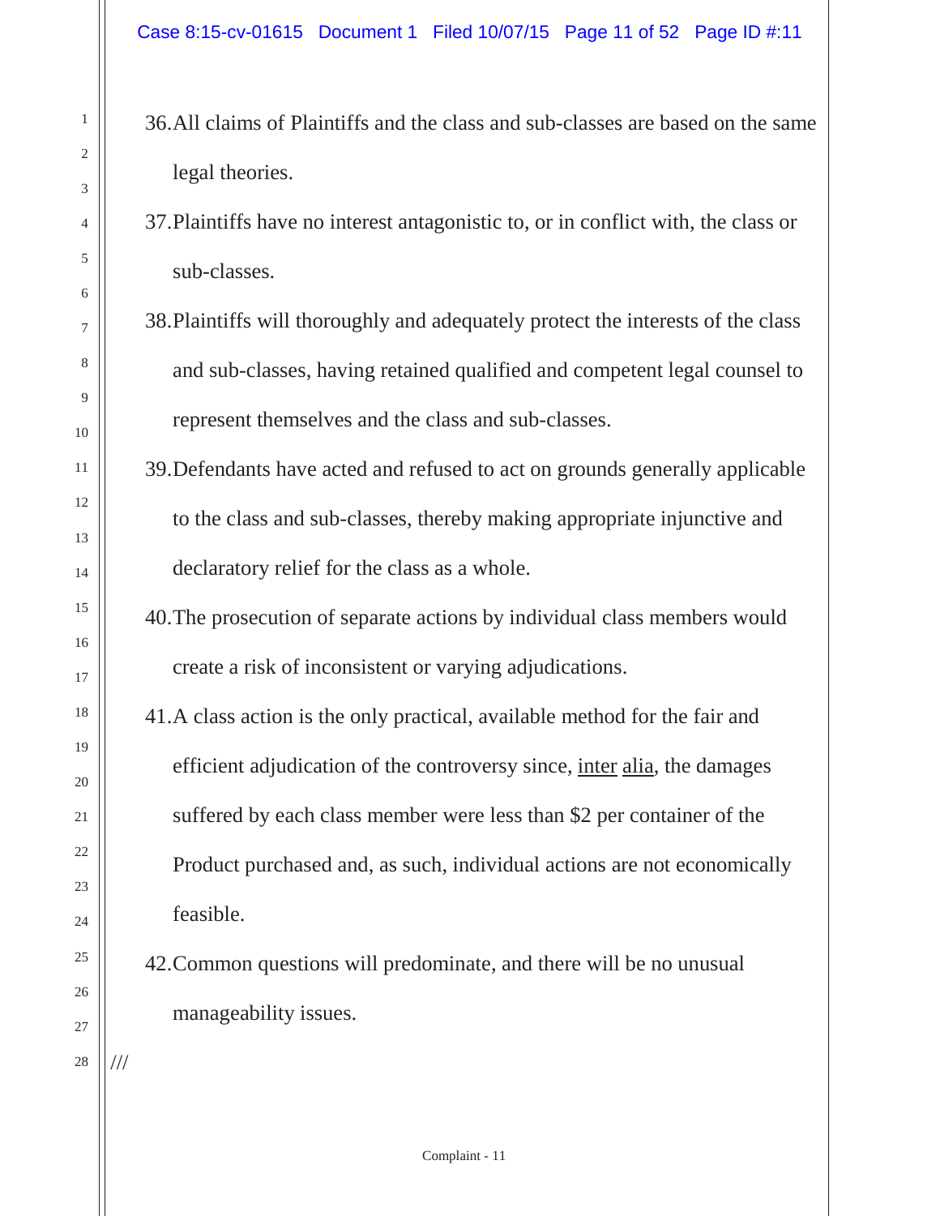36. All claims of Plaintiffs and the class and sub-classes are based on the same legal theories.

37. Plaintiffs have no interest antagonistic to, or in conflict with, the class or sub-classes.

38. Plaintiffs will thoroughly and adequately protect the interests of the class and sub-classes, having retained qualified and competent legal counsel to represent themselves and the class and sub-classes.

39. Defendants have acted and refused to act on grounds generally applicable to the class and sub-classes, thereby making appropriate injunctive and declaratory relief for the class as a whole.

40. The prosecution of separate actions by individual class members would create a risk of inconsistent or varying adjudications.

41. A class action is the only practical, available method for the fair and efficient adjudication of the controversy since, inter alia, the damages suffered by each class member were less than $2 per container of the Product purchased and, as such, individual actions are not economically feasible.

42. Common questions will predominate, and there will be no unusual manageability issues.

///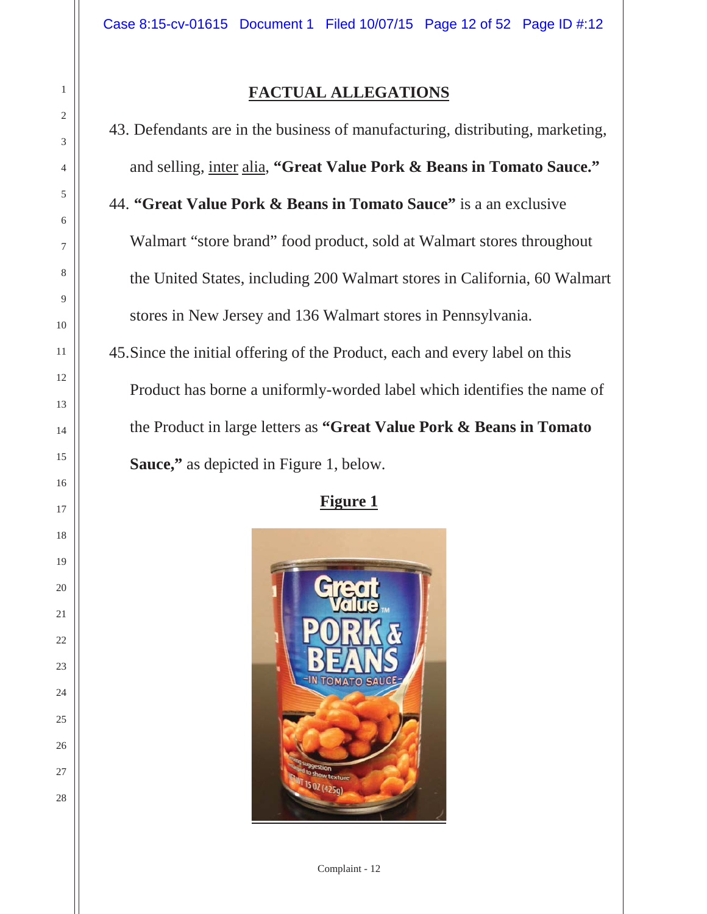## FACTUAL ALLEGATIONS

43. Defendants are in the business of manufacturing, distributing, marketing, and selling, inter alia, **"Great Value Pork & Beans in Tomato Sauce."**

44. **"Great Value Pork & Beans in Tomato Sauce"** is a an exclusive Walmart "store brand" food product, sold at Walmart stores throughout the United States, including 200 Walmart stores in California, 60 Walmart stores in New Jersey and 136 Walmart stores in Pennsylvania.

45. Since the initial offering of the Product, each and every label on this Product has borne a uniformly-worded label which identifies the name of the Product in large letters as **"Great Value Pork & Beans in Tomato Sauce,"** as depicted in Figure 1, below.

**Figure 1**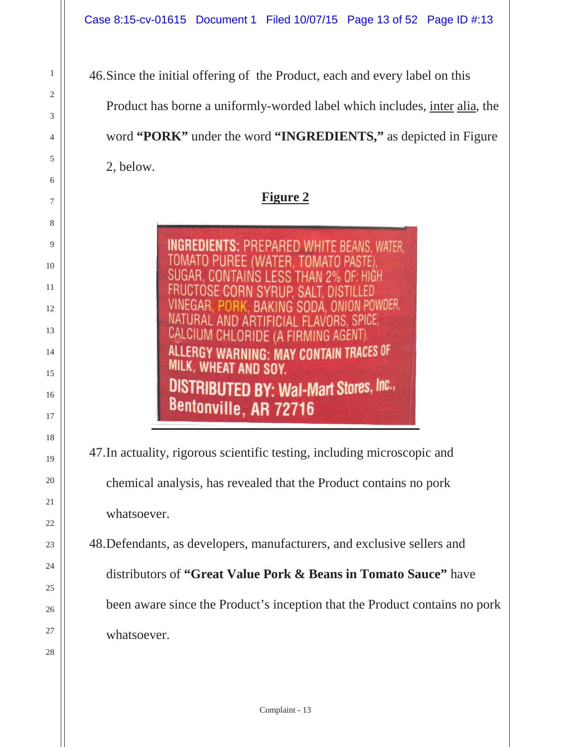46. Since the initial offering of the Product, each and every label on this Product has borne a uniformly-worded label which includes, inter alia, the word **"PORK"** under the word **"INGREDIENTS,"** as depicted in Figure 2, below.

**Figure 2**

INGREDIENTS: PREPARED WHITE BEANS, WATER, TOMATO PUREE (WATER, TOMATO PASTE), SUGAR, CONTAINS LESS THAN 2% OF: HIGH FRUCTOSE CORN SYRUP, SALT, DISTILLED VINEGAR, PORK, BAKING SODA, ONION POWDER, NATURAL AND ARTIFICIAL FLAVORS, SPICE, CALCIUM CHLORIDE (A FIRMING AGENT).
ALLERGY WARNING: MAY CONTAIN TRACES OF MILK, WHEAT AND SOY.
DISTRIBUTED BY: Wal-Mart Stores, Inc., Bentonville, AR 72716

47. In actuality, rigorous scientific testing, including microscopic and chemical analysis, has revealed that the Product contains no pork whatsoever.

48. Defendants, as developers, manufacturers, and exclusive sellers and distributors of **"Great Value Pork & Beans in Tomato Sauce"** have been aware since the Product's inception that the Product contains no pork whatsoever.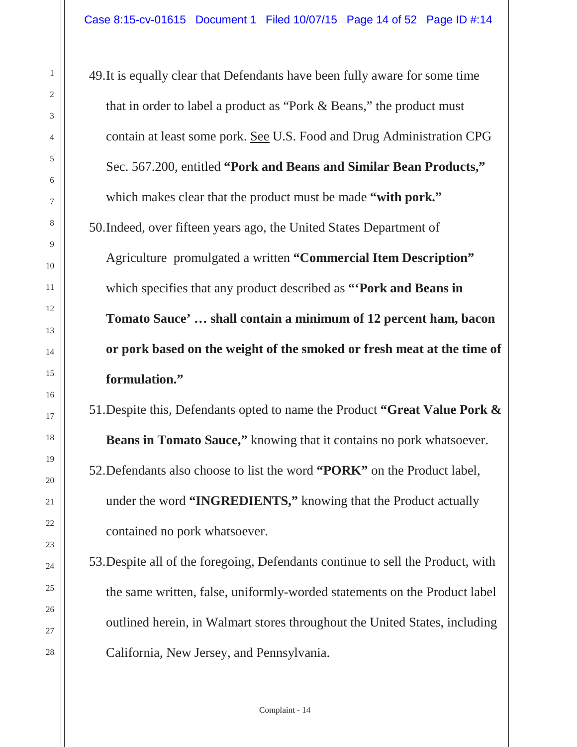49. It is equally clear that Defendants have been fully aware for some time that in order to label a product as "Pork & Beans," the product must contain at least some pork. See U.S. Food and Drug Administration CPG Sec. 567.200, entitled **"Pork and Beans and Similar Bean Products,"** which makes clear that the product must be made **"with pork."**

50. Indeed, over fifteen years ago, the United States Department of Agriculture promulgated a written **"Commercial Item Description"** which specifies that any product described as **"'Pork and Beans in Tomato Sauce' … shall contain a minimum of 12 percent ham, bacon or pork based on the weight of the smoked or fresh meat at the time of formulation."**

51. Despite this, Defendants opted to name the Product **"Great Value Pork & Beans in Tomato Sauce,"** knowing that it contains no pork whatsoever.

52. Defendants also choose to list the word **"PORK"** on the Product label, under the word **"INGREDIENTS,"** knowing that the Product actually contained no pork whatsoever.

53. Despite all of the foregoing, Defendants continue to sell the Product, with the same written, false, uniformly-worded statements on the Product label outlined herein, in Walmart stores throughout the United States, including California, New Jersey, and Pennsylvania.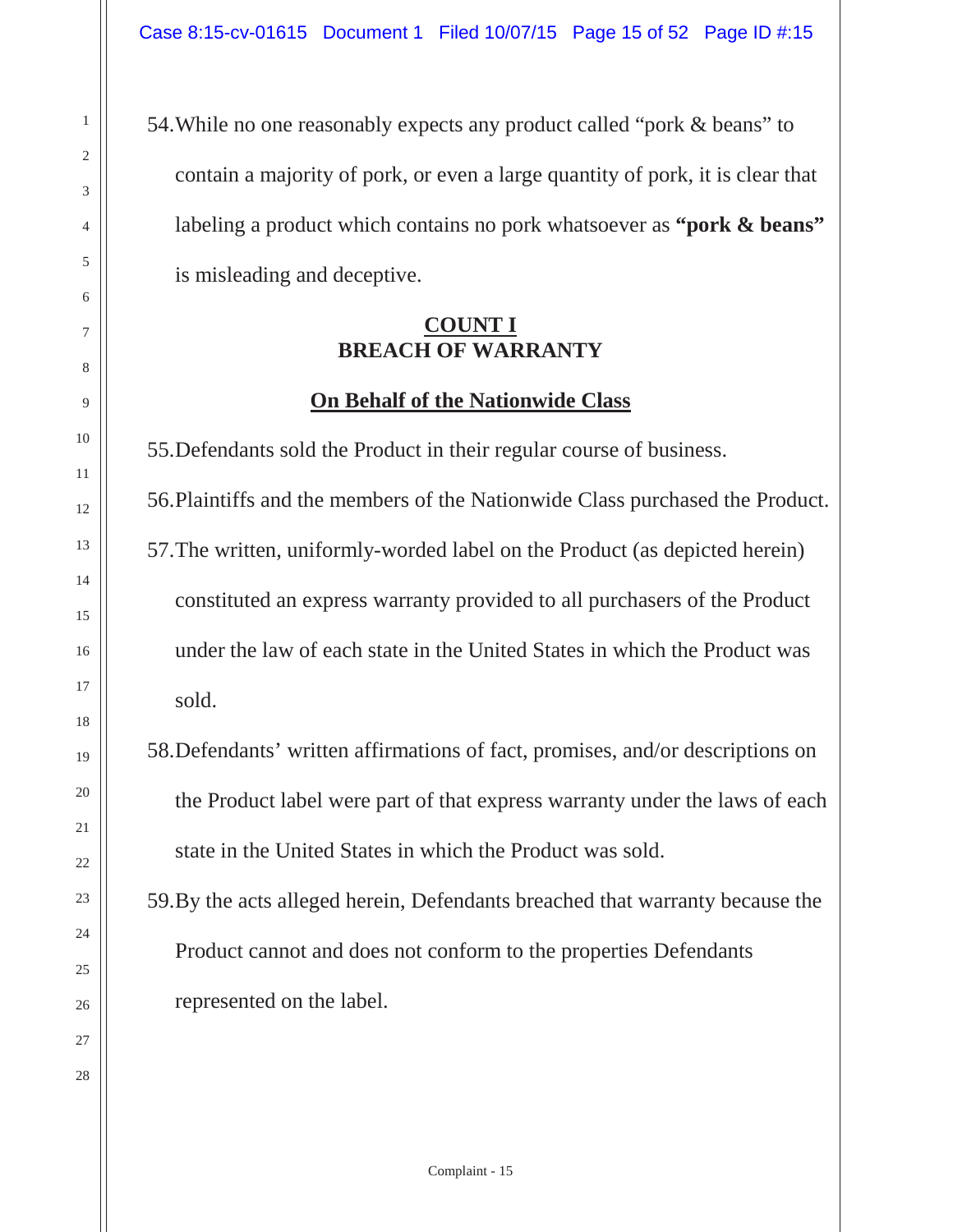54. While no one reasonably expects any product called "pork & beans" to contain a majority of pork, or even a large quantity of pork, it is clear that labeling a product which contains no pork whatsoever as **"pork & beans"** is misleading and deceptive.

## COUNT I
## BREACH OF WARRANTY

### On Behalf of the Nationwide Class

55. Defendants sold the Product in their regular course of business.

56. Plaintiffs and the members of the Nationwide Class purchased the Product.

57. The written, uniformly-worded label on the Product (as depicted herein) constituted an express warranty provided to all purchasers of the Product under the law of each state in the United States in which the Product was sold.

58. Defendants' written affirmations of fact, promises, and/or descriptions on the Product label were part of that express warranty under the laws of each state in the United States in which the Product was sold.

59. By the acts alleged herein, Defendants breached that warranty because the Product cannot and does not conform to the properties Defendants represented on the label.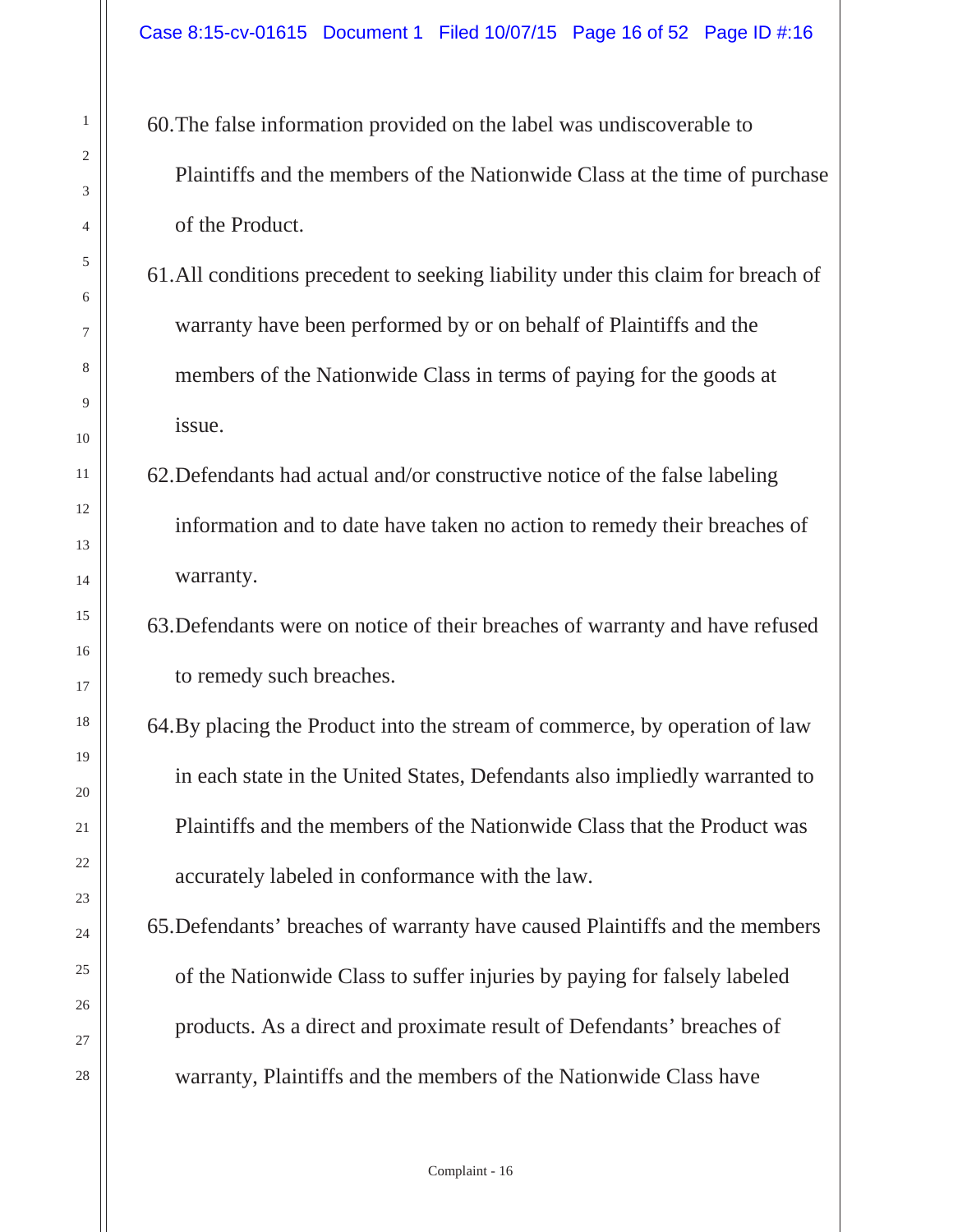60. The false information provided on the label was undiscoverable to Plaintiffs and the members of the Nationwide Class at the time of purchase of the Product.

61. All conditions precedent to seeking liability under this claim for breach of warranty have been performed by or on behalf of Plaintiffs and the members of the Nationwide Class in terms of paying for the goods at issue.

62. Defendants had actual and/or constructive notice of the false labeling information and to date have taken no action to remedy their breaches of warranty.

63. Defendants were on notice of their breaches of warranty and have refused to remedy such breaches.

64. By placing the Product into the stream of commerce, by operation of law in each state in the United States, Defendants also impliedly warranted to Plaintiffs and the members of the Nationwide Class that the Product was accurately labeled in conformance with the law.

65. Defendants' breaches of warranty have caused Plaintiffs and the members of the Nationwide Class to suffer injuries by paying for falsely labeled products. As a direct and proximate result of Defendants' breaches of warranty, Plaintiffs and the members of the Nationwide Class have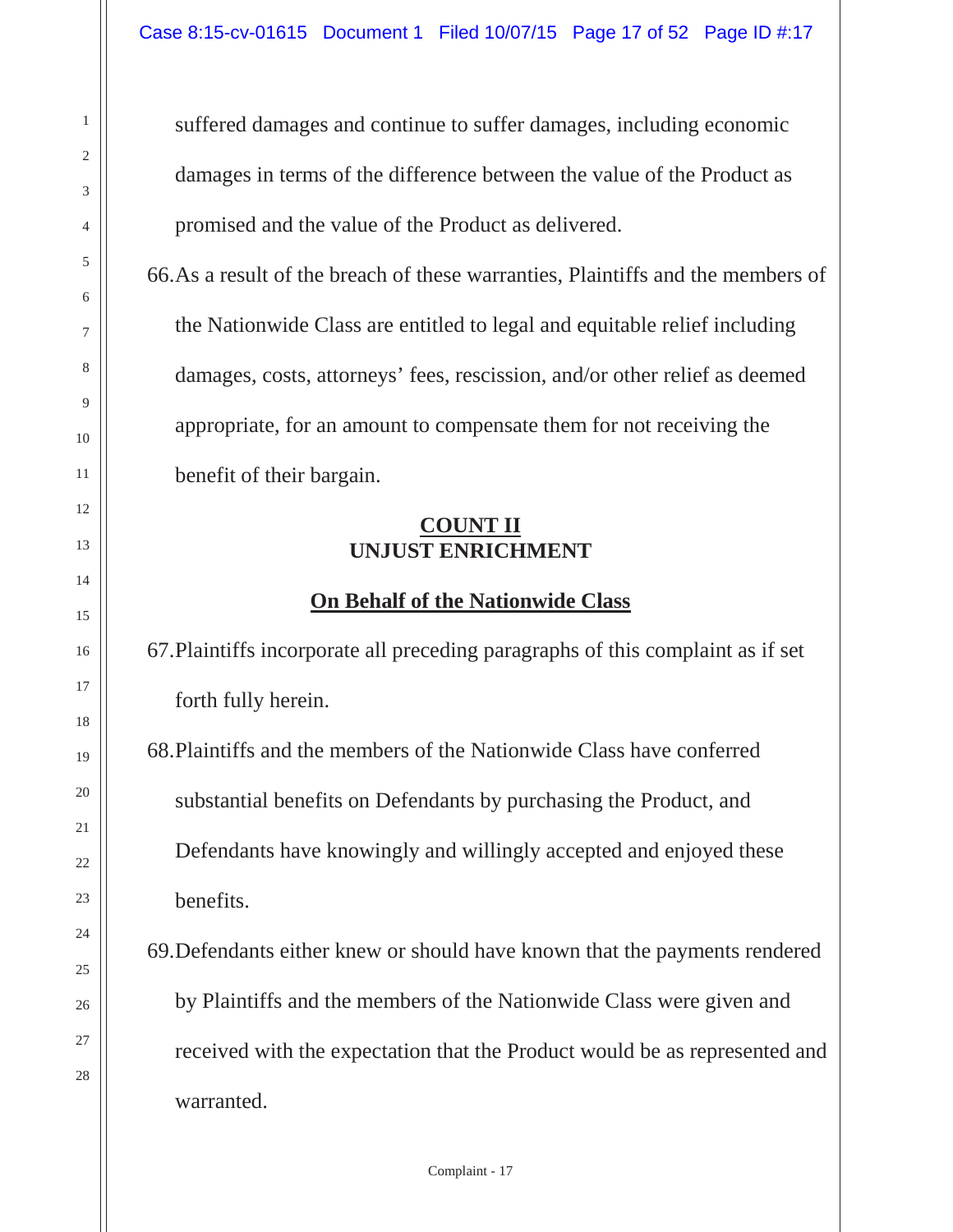suffered damages and continue to suffer damages, including economic damages in terms of the difference between the value of the Product as promised and the value of the Product as delivered.

66. As a result of the breach of these warranties, Plaintiffs and the members of the Nationwide Class are entitled to legal and equitable relief including damages, costs, attorneys' fees, rescission, and/or other relief as deemed appropriate, for an amount to compensate them for not receiving the benefit of their bargain.

## COUNT II
## UNJUST ENRICHMENT

### On Behalf of the Nationwide Class

67. Plaintiffs incorporate all preceding paragraphs of this complaint as if set forth fully herein.

68. Plaintiffs and the members of the Nationwide Class have conferred substantial benefits on Defendants by purchasing the Product, and Defendants have knowingly and willingly accepted and enjoyed these benefits.

69. Defendants either knew or should have known that the payments rendered by Plaintiffs and the members of the Nationwide Class were given and received with the expectation that the Product would be as represented and warranted.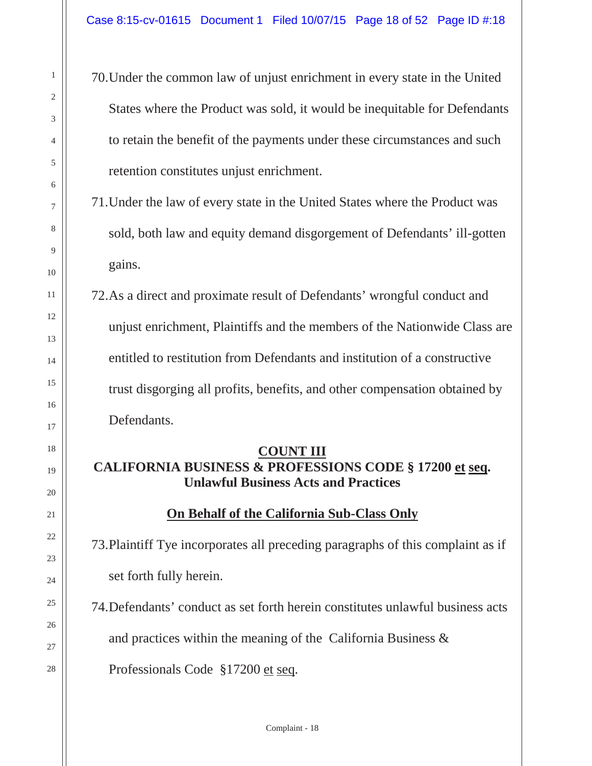70. Under the common law of unjust enrichment in every state in the United States where the Product was sold, it would be inequitable for Defendants to retain the benefit of the payments under these circumstances and such retention constitutes unjust enrichment.

71. Under the law of every state in the United States where the Product was sold, both law and equity demand disgorgement of Defendants' ill-gotten gains.

72. As a direct and proximate result of Defendants' wrongful conduct and unjust enrichment, Plaintiffs and the members of the Nationwide Class are entitled to restitution from Defendants and institution of a constructive trust disgorging all profits, benefits, and other compensation obtained by Defendants.

**COUNT III**

**CALIFORNIA BUSINESS & PROFESSIONS CODE § 17200 et seq.**
**Unlawful Business Acts and Practices**

**On Behalf of the California Sub-Class Only**

73. Plaintiff Tye incorporates all preceding paragraphs of this complaint as if set forth fully herein.

74. Defendants' conduct as set forth herein constitutes unlawful business acts and practices within the meaning of the California Business & Professionals Code §17200 et seq.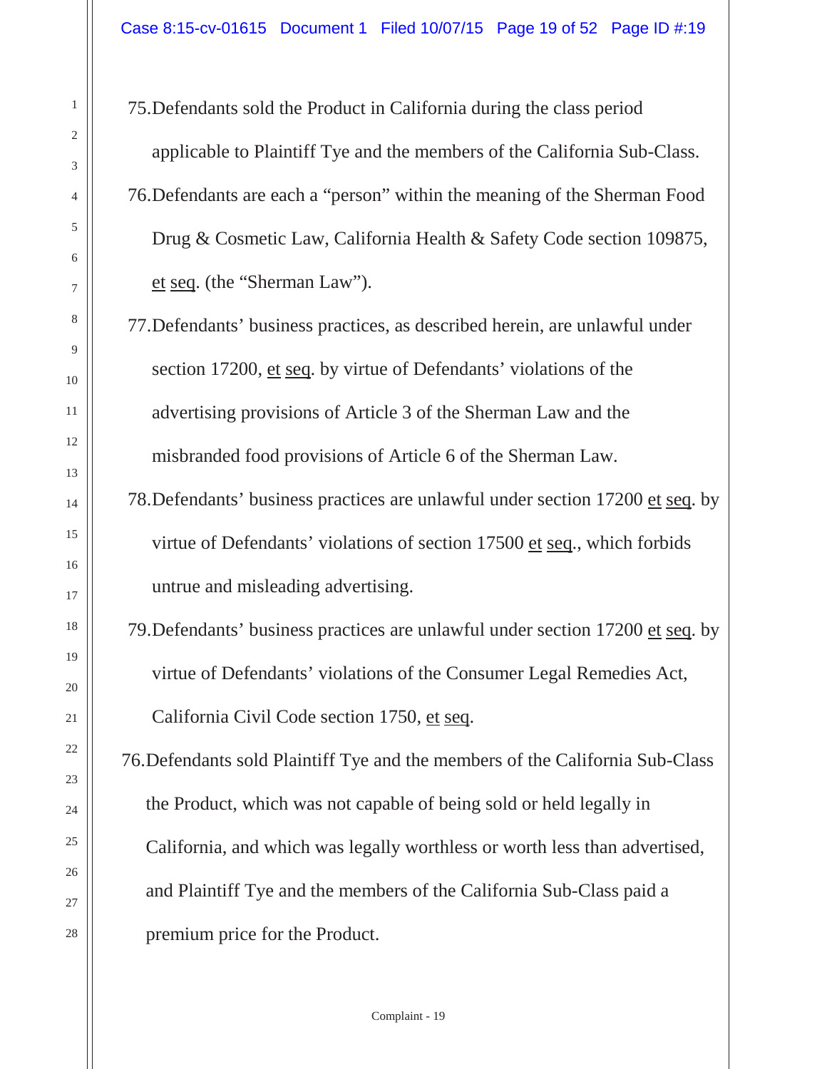75. Defendants sold the Product in California during the class period applicable to Plaintiff Tye and the members of the California Sub-Class.

76. Defendants are each a "person" within the meaning of the Sherman Food Drug & Cosmetic Law, California Health & Safety Code section 109875, et seq. (the "Sherman Law").

77. Defendants' business practices, as described herein, are unlawful under section 17200, et seq. by virtue of Defendants' violations of the advertising provisions of Article 3 of the Sherman Law and the misbranded food provisions of Article 6 of the Sherman Law.

78. Defendants' business practices are unlawful under section 17200 et seq. by virtue of Defendants' violations of section 17500 et seq., which forbids untrue and misleading advertising.

79. Defendants' business practices are unlawful under section 17200 et seq. by virtue of Defendants' violations of the Consumer Legal Remedies Act, California Civil Code section 1750, et seq.

76. Defendants sold Plaintiff Tye and the members of the California Sub-Class the Product, which was not capable of being sold or held legally in California, and which was legally worthless or worth less than advertised, and Plaintiff Tye and the members of the California Sub-Class paid a premium price for the Product.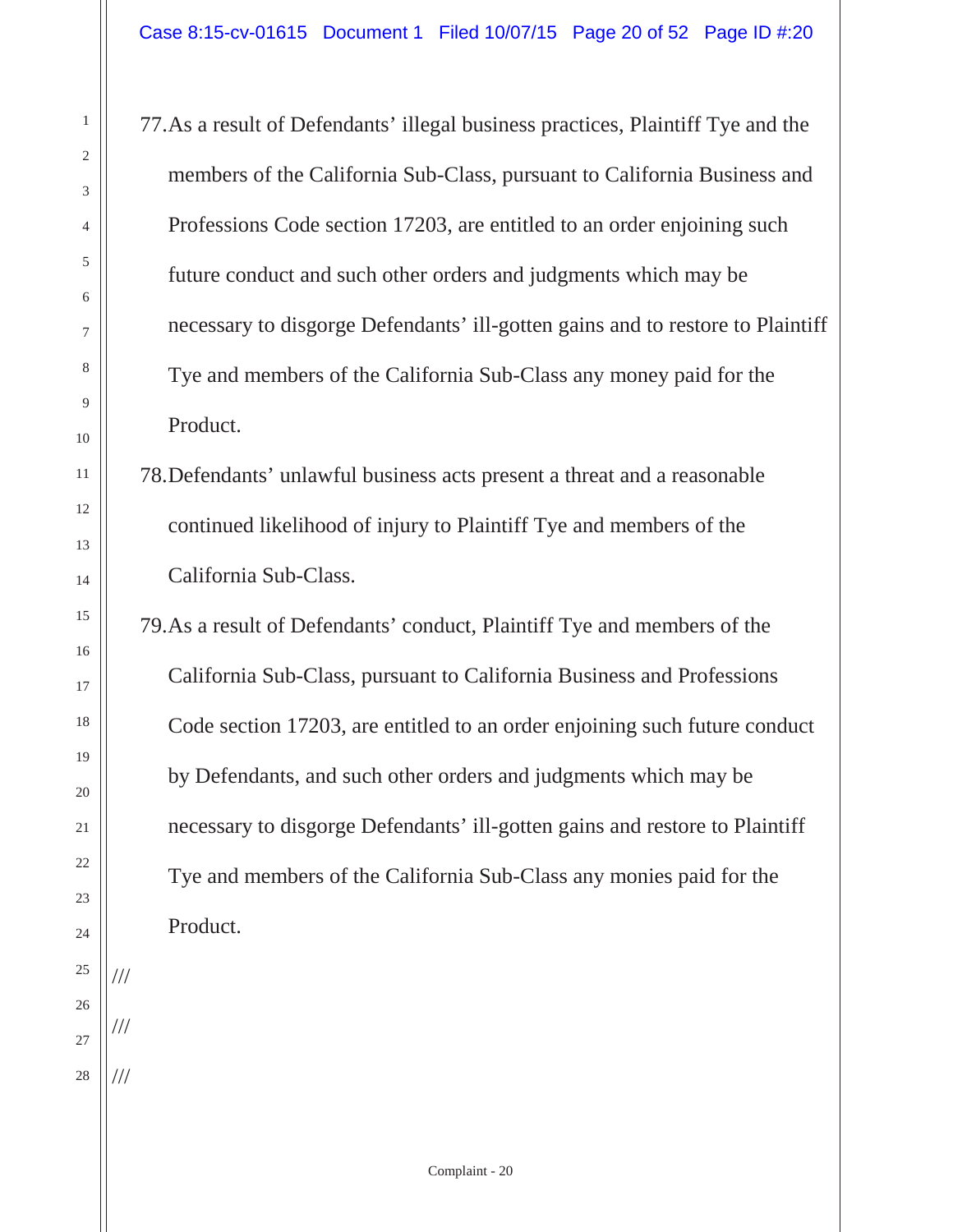77. As a result of Defendants' illegal business practices, Plaintiff Tye and the members of the California Sub-Class, pursuant to California Business and Professions Code section 17203, are entitled to an order enjoining such future conduct and such other orders and judgments which may be necessary to disgorge Defendants' ill-gotten gains and to restore to Plaintiff Tye and members of the California Sub-Class any money paid for the Product.

78. Defendants' unlawful business acts present a threat and a reasonable continued likelihood of injury to Plaintiff Tye and members of the California Sub-Class.

79. As a result of Defendants' conduct, Plaintiff Tye and members of the California Sub-Class, pursuant to California Business and Professions Code section 17203, are entitled to an order enjoining such future conduct by Defendants, and such other orders and judgments which may be necessary to disgorge Defendants' ill-gotten gains and restore to Plaintiff Tye and members of the California Sub-Class any monies paid for the Product.

///

///

///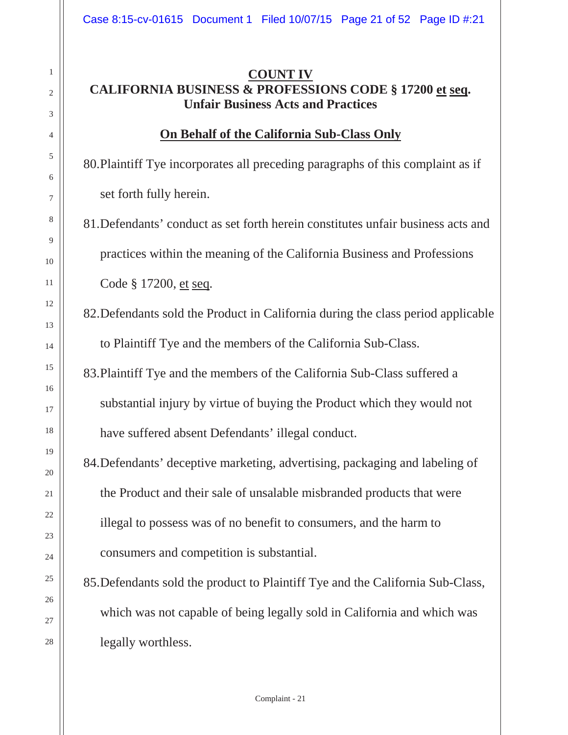## COUNT IV

## CALIFORNIA BUSINESS & PROFESSIONS CODE § 17200 et seq. Unfair Business Acts and Practices

### On Behalf of the California Sub-Class Only

80. Plaintiff Tye incorporates all preceding paragraphs of this complaint as if set forth fully herein.

81. Defendants' conduct as set forth herein constitutes unfair business acts and practices within the meaning of the California Business and Professions Code § 17200, et seq.

82. Defendants sold the Product in California during the class period applicable to Plaintiff Tye and the members of the California Sub-Class.

83. Plaintiff Tye and the members of the California Sub-Class suffered a substantial injury by virtue of buying the Product which they would not have suffered absent Defendants' illegal conduct.

84. Defendants' deceptive marketing, advertising, packaging and labeling of the Product and their sale of unsalable misbranded products that were illegal to possess was of no benefit to consumers, and the harm to consumers and competition is substantial.

85. Defendants sold the product to Plaintiff Tye and the California Sub-Class, which was not capable of being legally sold in California and which was legally worthless.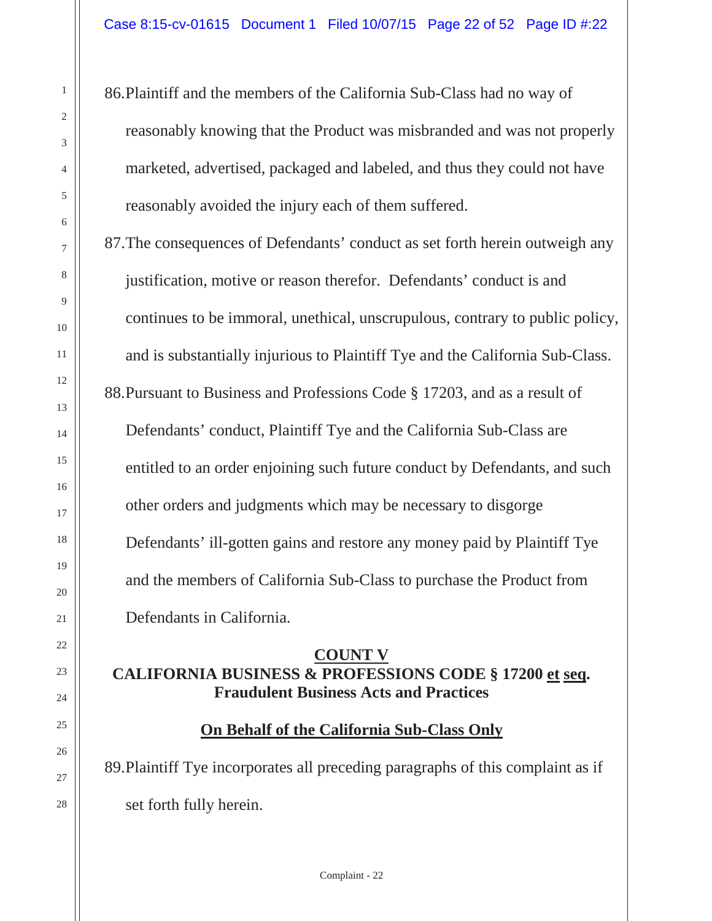86. Plaintiff and the members of the California Sub-Class had no way of reasonably knowing that the Product was misbranded and was not properly marketed, advertised, packaged and labeled, and thus they could not have reasonably avoided the injury each of them suffered.

87. The consequences of Defendants' conduct as set forth herein outweigh any justification, motive or reason therefor. Defendants' conduct is and continues to be immoral, unethical, unscrupulous, contrary to public policy, and is substantially injurious to Plaintiff Tye and the California Sub-Class.

88. Pursuant to Business and Professions Code § 17203, and as a result of Defendants' conduct, Plaintiff Tye and the California Sub-Class are entitled to an order enjoining such future conduct by Defendants, and such other orders and judgments which may be necessary to disgorge Defendants' ill-gotten gains and restore any money paid by Plaintiff Tye and the members of California Sub-Class to purchase the Product from Defendants in California.

**COUNT V**

**CALIFORNIA BUSINESS & PROFESSIONS CODE § 17200 et seq.**
**Fraudulent Business Acts and Practices**

**On Behalf of the California Sub-Class Only**

89. Plaintiff Tye incorporates all preceding paragraphs of this complaint as if set forth fully herein.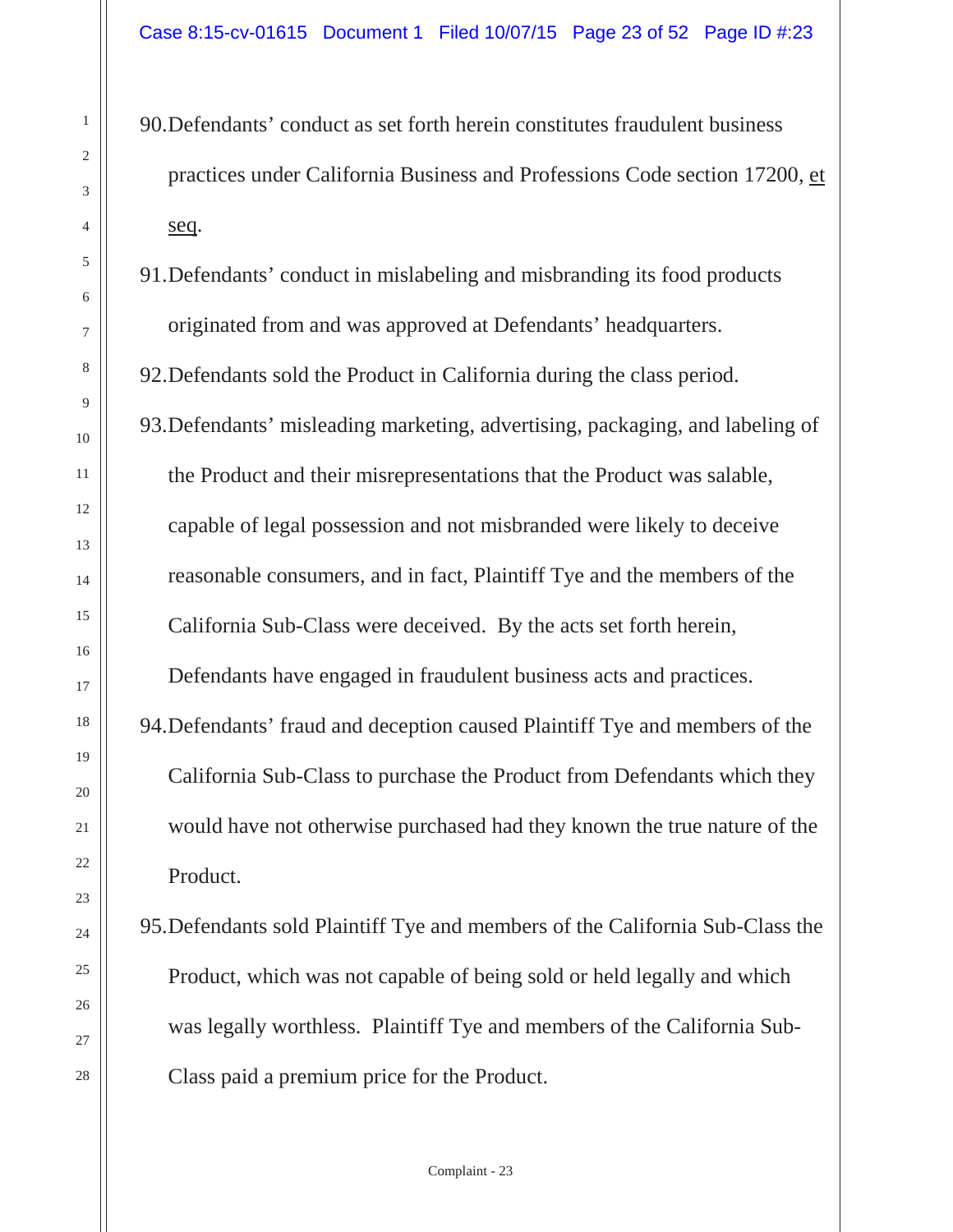90. Defendants' conduct as set forth herein constitutes fraudulent business practices under California Business and Professions Code section 17200, et seq.

91. Defendants' conduct in mislabeling and misbranding its food products originated from and was approved at Defendants' headquarters.

92. Defendants sold the Product in California during the class period.

93. Defendants' misleading marketing, advertising, packaging, and labeling of the Product and their misrepresentations that the Product was salable, capable of legal possession and not misbranded were likely to deceive reasonable consumers, and in fact, Plaintiff Tye and the members of the California Sub-Class were deceived. By the acts set forth herein, Defendants have engaged in fraudulent business acts and practices.

94. Defendants' fraud and deception caused Plaintiff Tye and members of the California Sub-Class to purchase the Product from Defendants which they would have not otherwise purchased had they known the true nature of the Product.

95. Defendants sold Plaintiff Tye and members of the California Sub-Class the Product, which was not capable of being sold or held legally and which was legally worthless. Plaintiff Tye and members of the California Sub-Class paid a premium price for the Product.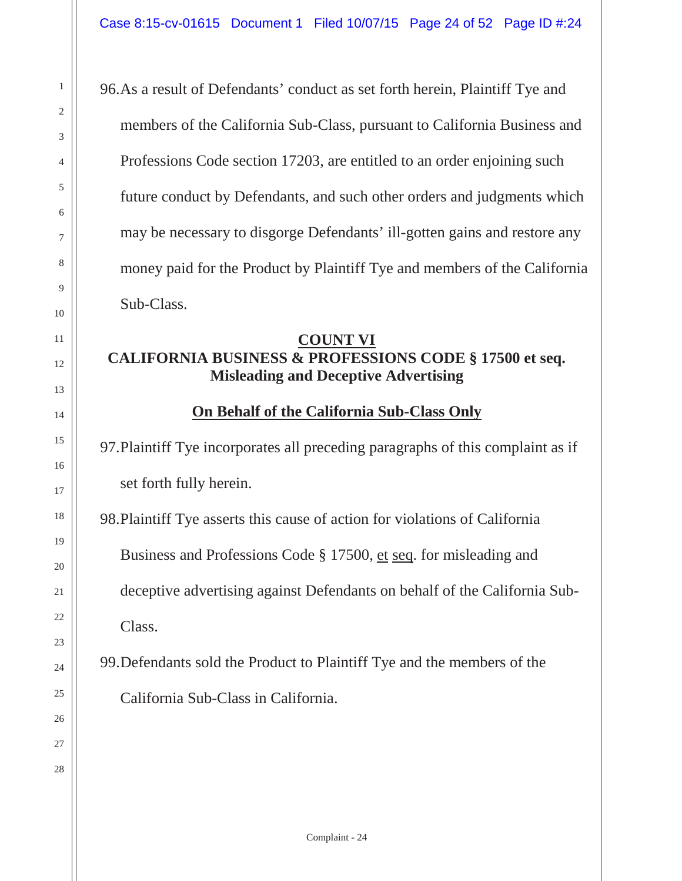96. As a result of Defendants' conduct as set forth herein, Plaintiff Tye and members of the California Sub-Class, pursuant to California Business and Professions Code section 17203, are entitled to an order enjoining such future conduct by Defendants, and such other orders and judgments which may be necessary to disgorge Defendants' ill-gotten gains and restore any money paid for the Product by Plaintiff Tye and members of the California Sub-Class.

## COUNT VI

## CALIFORNIA BUSINESS & PROFESSIONS CODE § 17500 et seq.
## Misleading and Deceptive Advertising

### On Behalf of the California Sub-Class Only

97. Plaintiff Tye incorporates all preceding paragraphs of this complaint as if set forth fully herein.

98. Plaintiff Tye asserts this cause of action for violations of California Business and Professions Code § 17500, et seq. for misleading and deceptive advertising against Defendants on behalf of the California Sub-Class.

99. Defendants sold the Product to Plaintiff Tye and the members of the California Sub-Class in California.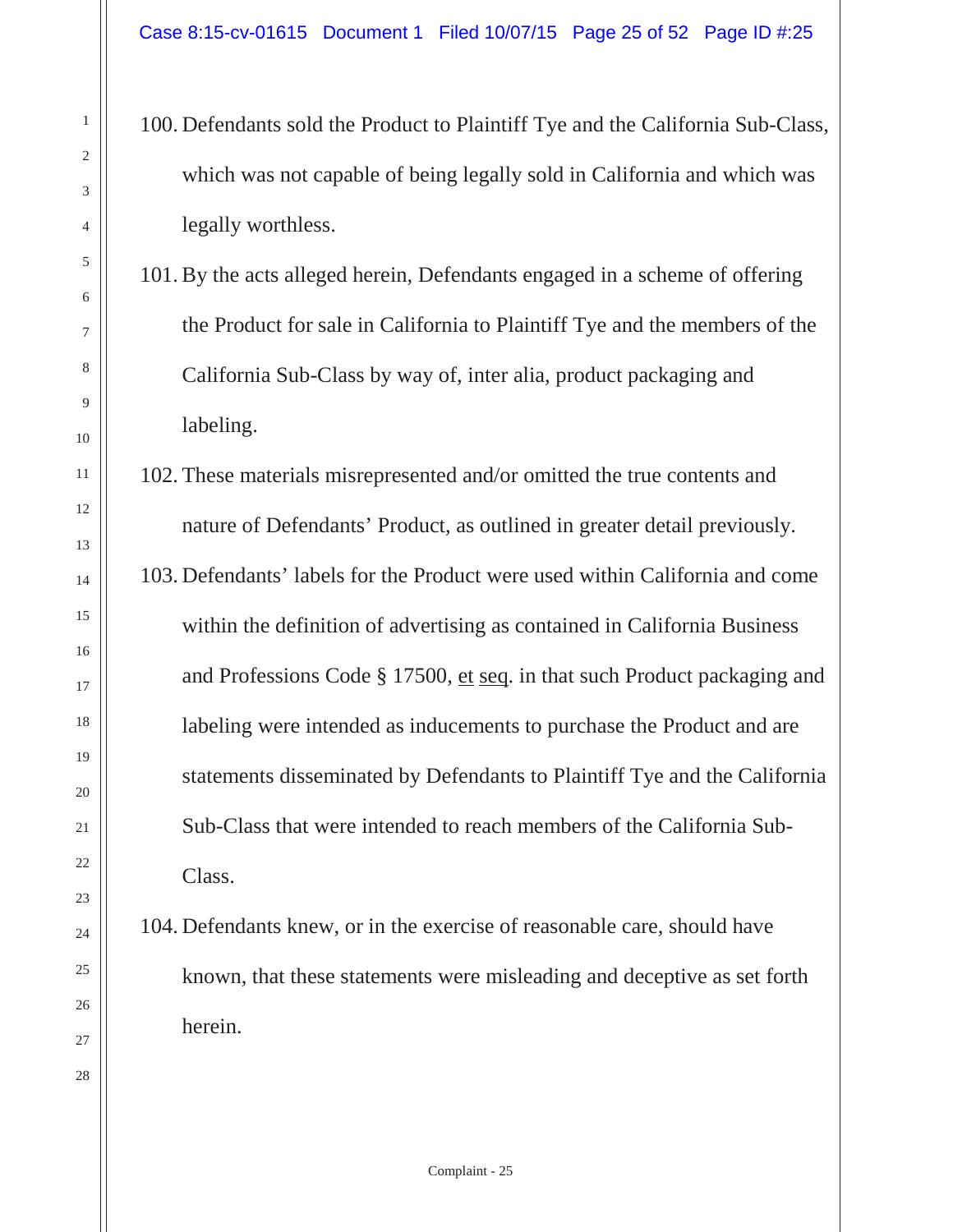100. Defendants sold the Product to Plaintiff Tye and the California Sub-Class, which was not capable of being legally sold in California and which was legally worthless.

101. By the acts alleged herein, Defendants engaged in a scheme of offering the Product for sale in California to Plaintiff Tye and the members of the California Sub-Class by way of, inter alia, product packaging and labeling.

102. These materials misrepresented and/or omitted the true contents and nature of Defendants' Product, as outlined in greater detail previously.

103. Defendants' labels for the Product were used within California and come within the definition of advertising as contained in California Business and Professions Code § 17500, et seq. in that such Product packaging and labeling were intended as inducements to purchase the Product and are statements disseminated by Defendants to Plaintiff Tye and the California Sub-Class that were intended to reach members of the California Sub-Class.

104. Defendants knew, or in the exercise of reasonable care, should have known, that these statements were misleading and deceptive as set forth herein.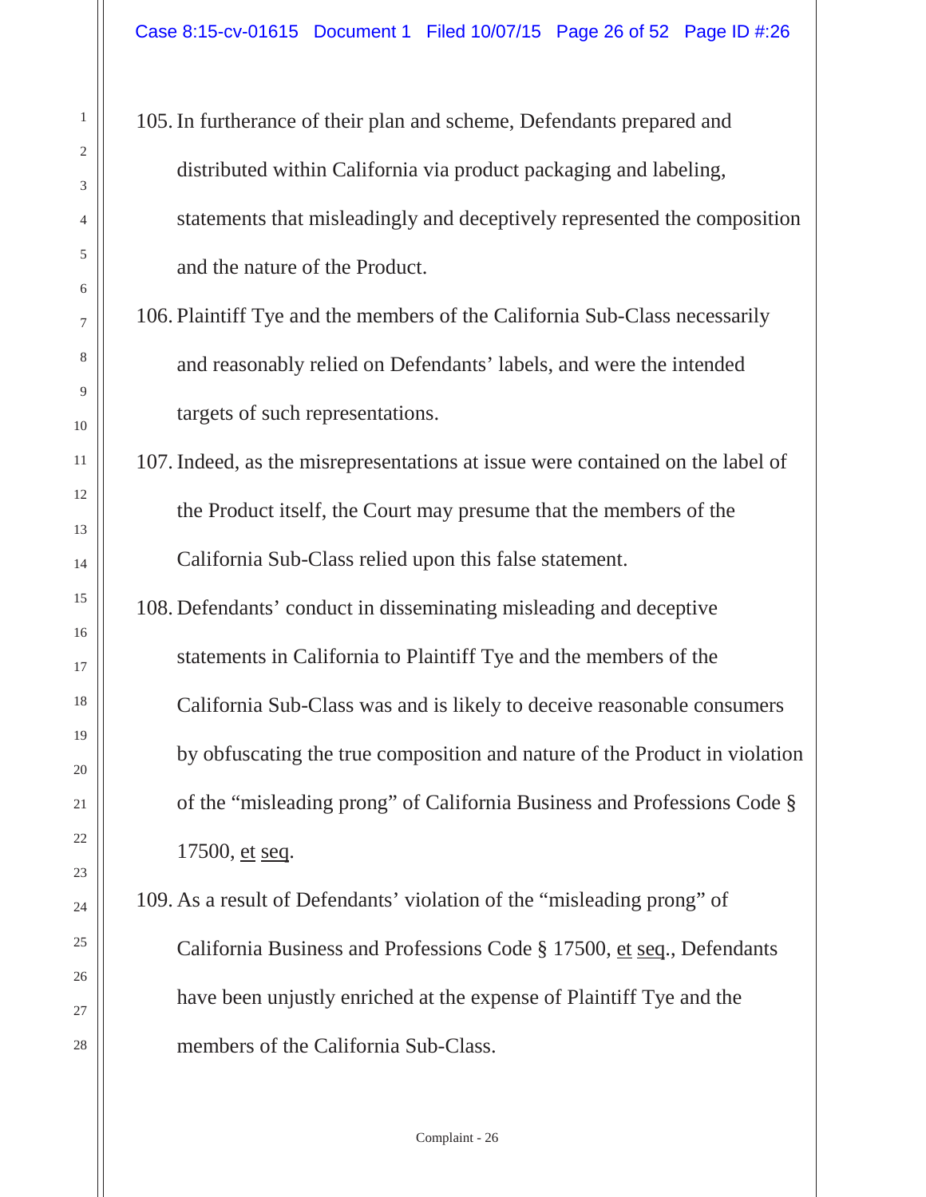105. In furtherance of their plan and scheme, Defendants prepared and distributed within California via product packaging and labeling, statements that misleadingly and deceptively represented the composition and the nature of the Product.

106. Plaintiff Tye and the members of the California Sub-Class necessarily and reasonably relied on Defendants' labels, and were the intended targets of such representations.

107. Indeed, as the misrepresentations at issue were contained on the label of the Product itself, the Court may presume that the members of the California Sub-Class relied upon this false statement.

108. Defendants' conduct in disseminating misleading and deceptive statements in California to Plaintiff Tye and the members of the California Sub-Class was and is likely to deceive reasonable consumers by obfuscating the true composition and nature of the Product in violation of the "misleading prong" of California Business and Professions Code § 17500, et seq.

109. As a result of Defendants' violation of the "misleading prong" of California Business and Professions Code § 17500, et seq., Defendants have been unjustly enriched at the expense of Plaintiff Tye and the members of the California Sub-Class.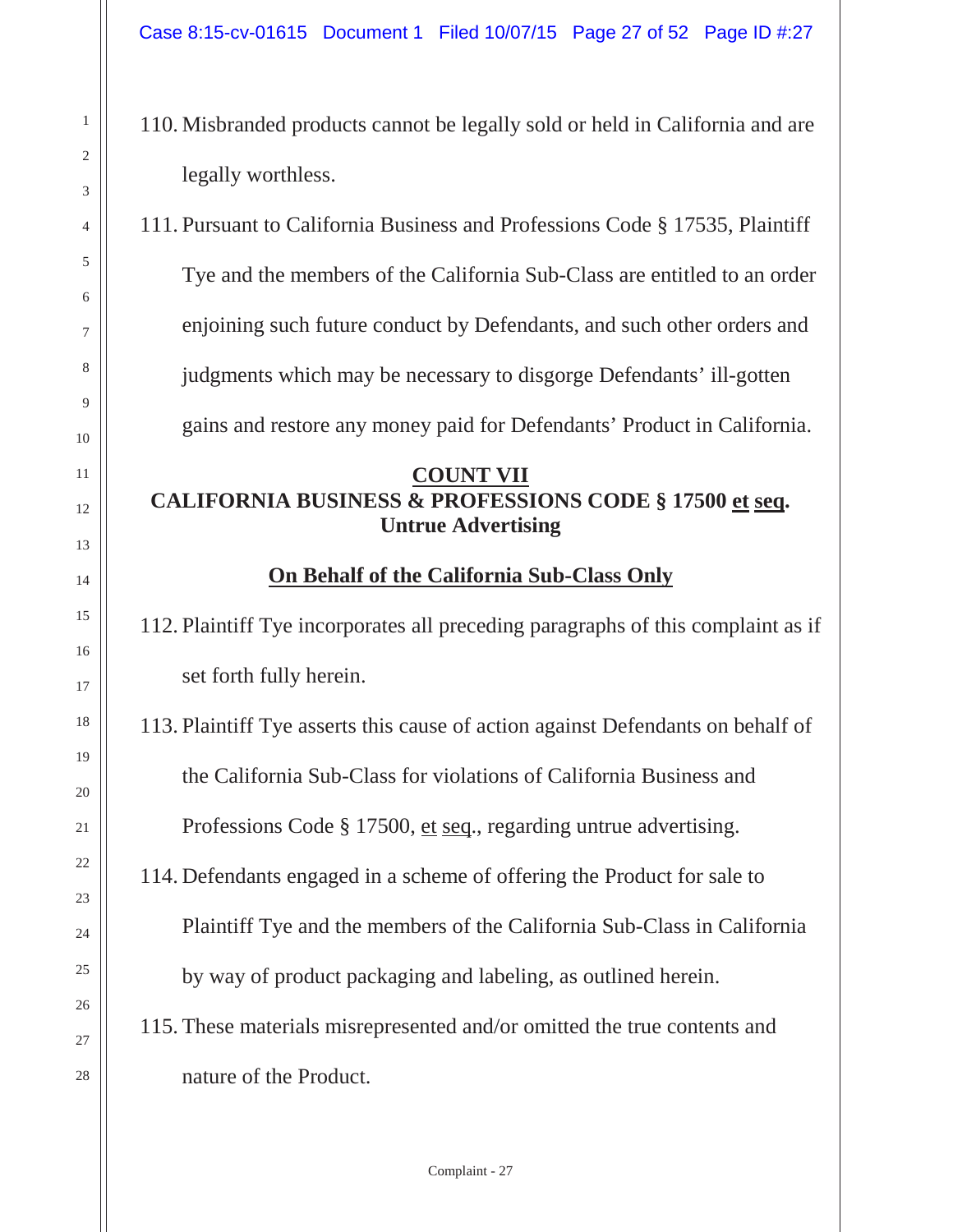110. Misbranded products cannot be legally sold or held in California and are legally worthless.

111. Pursuant to California Business and Professions Code § 17535, Plaintiff Tye and the members of the California Sub-Class are entitled to an order enjoining such future conduct by Defendants, and such other orders and judgments which may be necessary to disgorge Defendants' ill-gotten gains and restore any money paid for Defendants' Product in California.

**COUNT VII**
**CALIFORNIA BUSINESS & PROFESSIONS CODE § 17500 et seq.**
**Untrue Advertising**

**On Behalf of the California Sub-Class Only**

112. Plaintiff Tye incorporates all preceding paragraphs of this complaint as if set forth fully herein.

113. Plaintiff Tye asserts this cause of action against Defendants on behalf of the California Sub-Class for violations of California Business and Professions Code § 17500, et seq., regarding untrue advertising.

114. Defendants engaged in a scheme of offering the Product for sale to Plaintiff Tye and the members of the California Sub-Class in California by way of product packaging and labeling, as outlined herein.

115. These materials misrepresented and/or omitted the true contents and nature of the Product.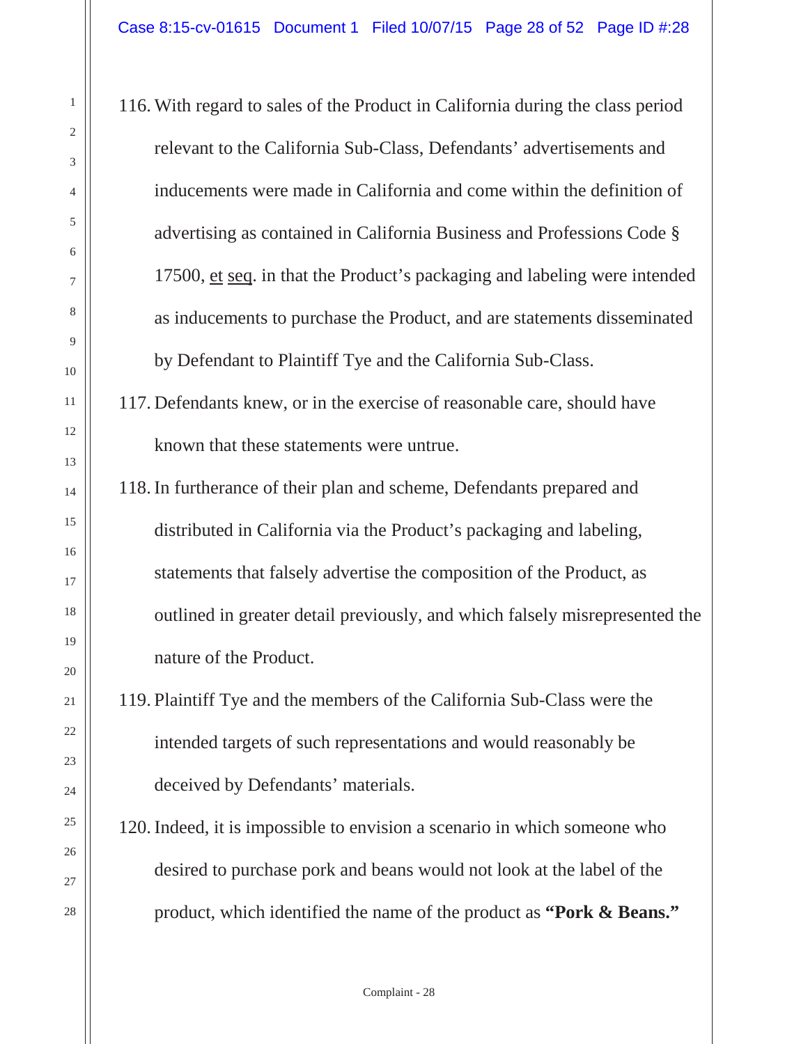116. With regard to sales of the Product in California during the class period relevant to the California Sub-Class, Defendants' advertisements and inducements were made in California and come within the definition of advertising as contained in California Business and Professions Code § 17500, et seq. in that the Product's packaging and labeling were intended as inducements to purchase the Product, and are statements disseminated by Defendant to Plaintiff Tye and the California Sub-Class.

117. Defendants knew, or in the exercise of reasonable care, should have known that these statements were untrue.

118. In furtherance of their plan and scheme, Defendants prepared and distributed in California via the Product's packaging and labeling, statements that falsely advertise the composition of the Product, as outlined in greater detail previously, and which falsely misrepresented the nature of the Product.

119. Plaintiff Tye and the members of the California Sub-Class were the intended targets of such representations and would reasonably be deceived by Defendants' materials.

120. Indeed, it is impossible to envision a scenario in which someone who desired to purchase pork and beans would not look at the label of the product, which identified the name of the product as **"Pork & Beans."**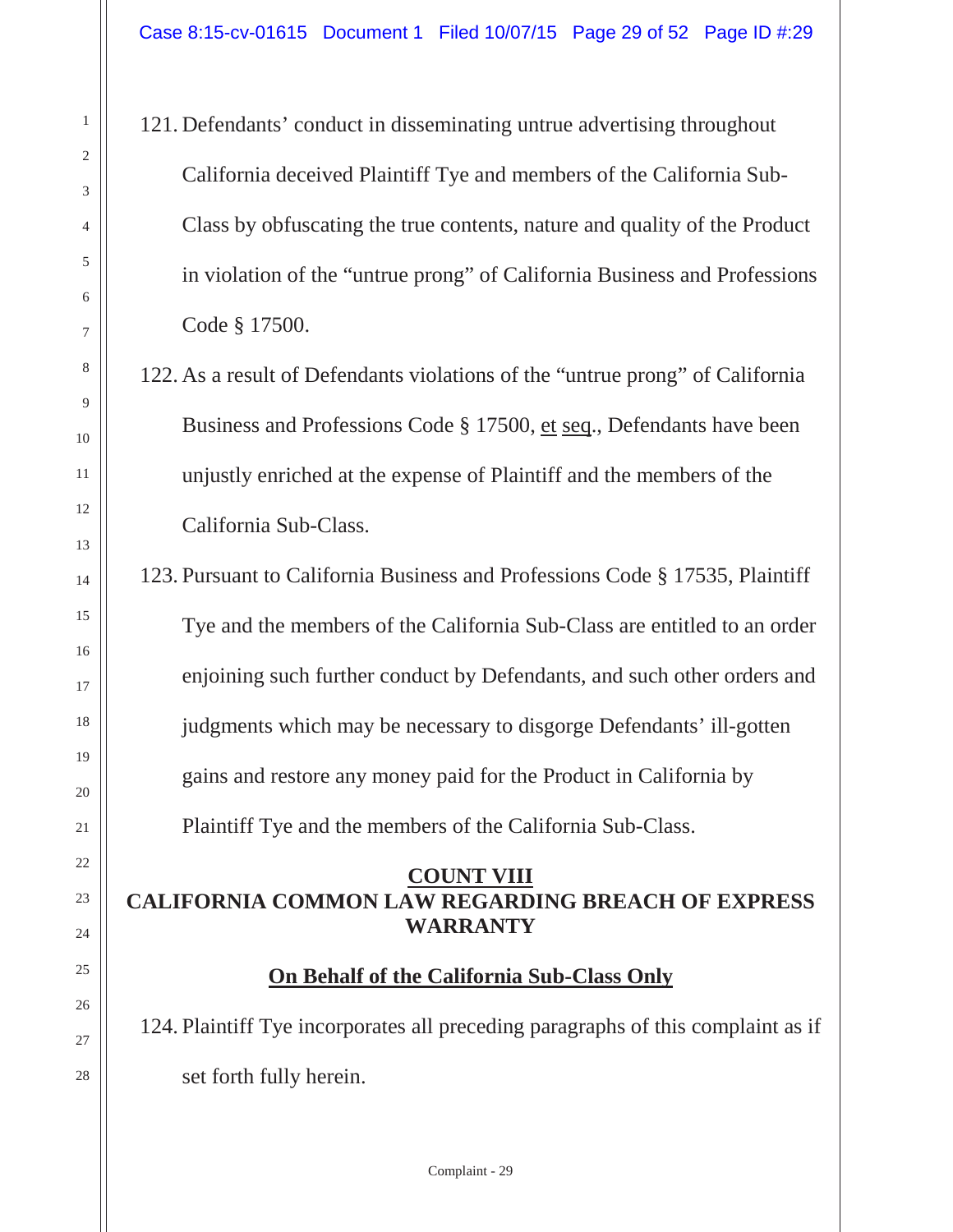121. Defendants' conduct in disseminating untrue advertising throughout California deceived Plaintiff Tye and members of the California Sub-Class by obfuscating the true contents, nature and quality of the Product in violation of the "untrue prong" of California Business and Professions Code § 17500.

122. As a result of Defendants violations of the "untrue prong" of California Business and Professions Code § 17500, et seq., Defendants have been unjustly enriched at the expense of Plaintiff and the members of the California Sub-Class.

123. Pursuant to California Business and Professions Code § 17535, Plaintiff Tye and the members of the California Sub-Class are entitled to an order enjoining such further conduct by Defendants, and such other orders and judgments which may be necessary to disgorge Defendants' ill-gotten gains and restore any money paid for the Product in California by Plaintiff Tye and the members of the California Sub-Class.

## COUNT VIII
## CALIFORNIA COMMON LAW REGARDING BREACH OF EXPRESS WARRANTY

**On Behalf of the California Sub-Class Only**

124. Plaintiff Tye incorporates all preceding paragraphs of this complaint as if set forth fully herein.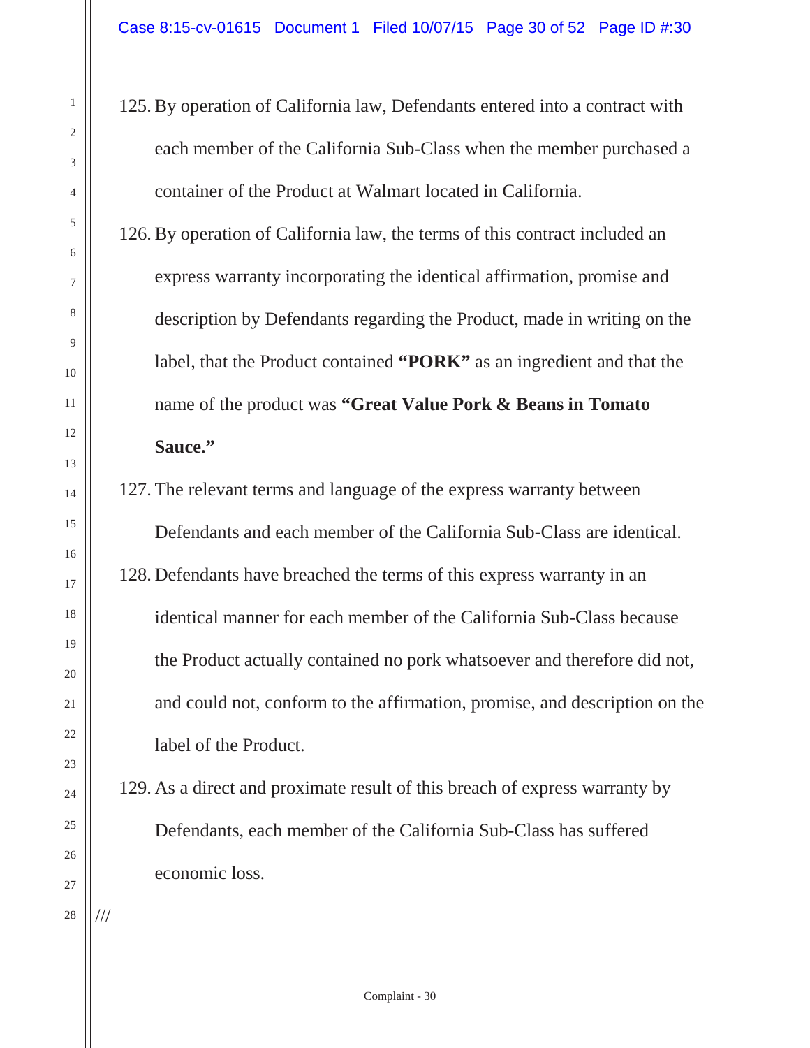125. By operation of California law, Defendants entered into a contract with each member of the California Sub-Class when the member purchased a container of the Product at Walmart located in California.

126. By operation of California law, the terms of this contract included an express warranty incorporating the identical affirmation, promise and description by Defendants regarding the Product, made in writing on the label, that the Product contained **"PORK"** as an ingredient and that the name of the product was **"Great Value Pork & Beans in Tomato Sauce."**

127. The relevant terms and language of the express warranty between Defendants and each member of the California Sub-Class are identical.

128. Defendants have breached the terms of this express warranty in an identical manner for each member of the California Sub-Class because the Product actually contained no pork whatsoever and therefore did not, and could not, conform to the affirmation, promise, and description on the label of the Product.

129. As a direct and proximate result of this breach of express warranty by Defendants, each member of the California Sub-Class has suffered economic loss.

///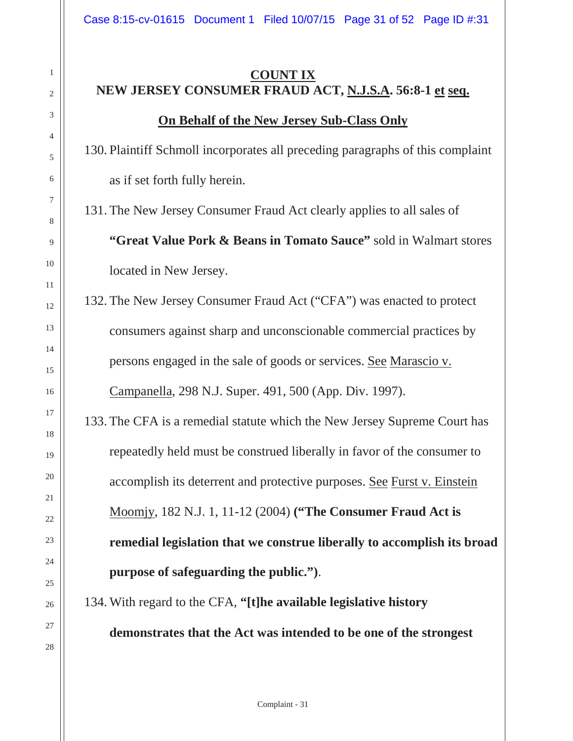## COUNT IX
## NEW JERSEY CONSUMER FRAUD ACT, N.J.S.A. 56:8-1 et seq.

**On Behalf of the New Jersey Sub-Class Only**

130. Plaintiff Schmoll incorporates all preceding paragraphs of this complaint as if set forth fully herein.

131. The New Jersey Consumer Fraud Act clearly applies to all sales of **"Great Value Pork & Beans in Tomato Sauce"** sold in Walmart stores located in New Jersey.

132. The New Jersey Consumer Fraud Act ("CFA") was enacted to protect consumers against sharp and unconscionable commercial practices by persons engaged in the sale of goods or services. See Marascio v. Campanella, 298 N.J. Super. 491, 500 (App. Div. 1997).

133. The CFA is a remedial statute which the New Jersey Supreme Court has repeatedly held must be construed liberally in favor of the consumer to accomplish its deterrent and protective purposes. See Furst v. Einstein Moomjy, 182 N.J. 1, 11-12 (2004) **("The Consumer Fraud Act is remedial legislation that we construe liberally to accomplish its broad purpose of safeguarding the public.")**.

134. With regard to the CFA, **"[t]he available legislative history demonstrates that the Act was intended to be one of the strongest**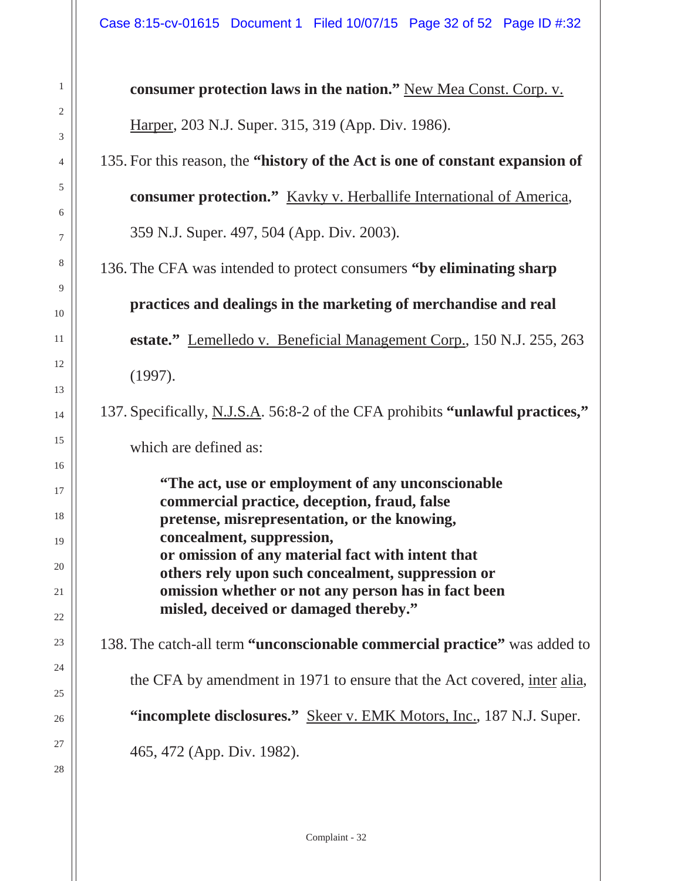**consumer protection laws in the nation."** New Mea Const. Corp. v. Harper, 203 N.J. Super. 315, 319 (App. Div. 1986).

135. For this reason, the **"history of the Act is one of constant expansion of consumer protection."** Kavky v. Herballife International of America, 359 N.J. Super. 497, 504 (App. Div. 2003).

136. The CFA was intended to protect consumers **"by eliminating sharp practices and dealings in the marketing of merchandise and real estate."** Lemelledo v. Beneficial Management Corp., 150 N.J. 255, 263 (1997).

137. Specifically, N.J.S.A. 56:8-2 of the CFA prohibits **"unlawful practices,"** which are defined as:

> **"The act, use or employment of any unconscionable commercial practice, deception, fraud, false pretense, misrepresentation, or the knowing, concealment, suppression, or omission of any material fact with intent that others rely upon such concealment, suppression or omission whether or not any person has in fact been misled, deceived or damaged thereby."**

138. The catch-all term **"unconscionable commercial practice"** was added to the CFA by amendment in 1971 to ensure that the Act covered, inter alia, **"incomplete disclosures."** Skeer v. EMK Motors, Inc., 187 N.J. Super. 465, 472 (App. Div. 1982).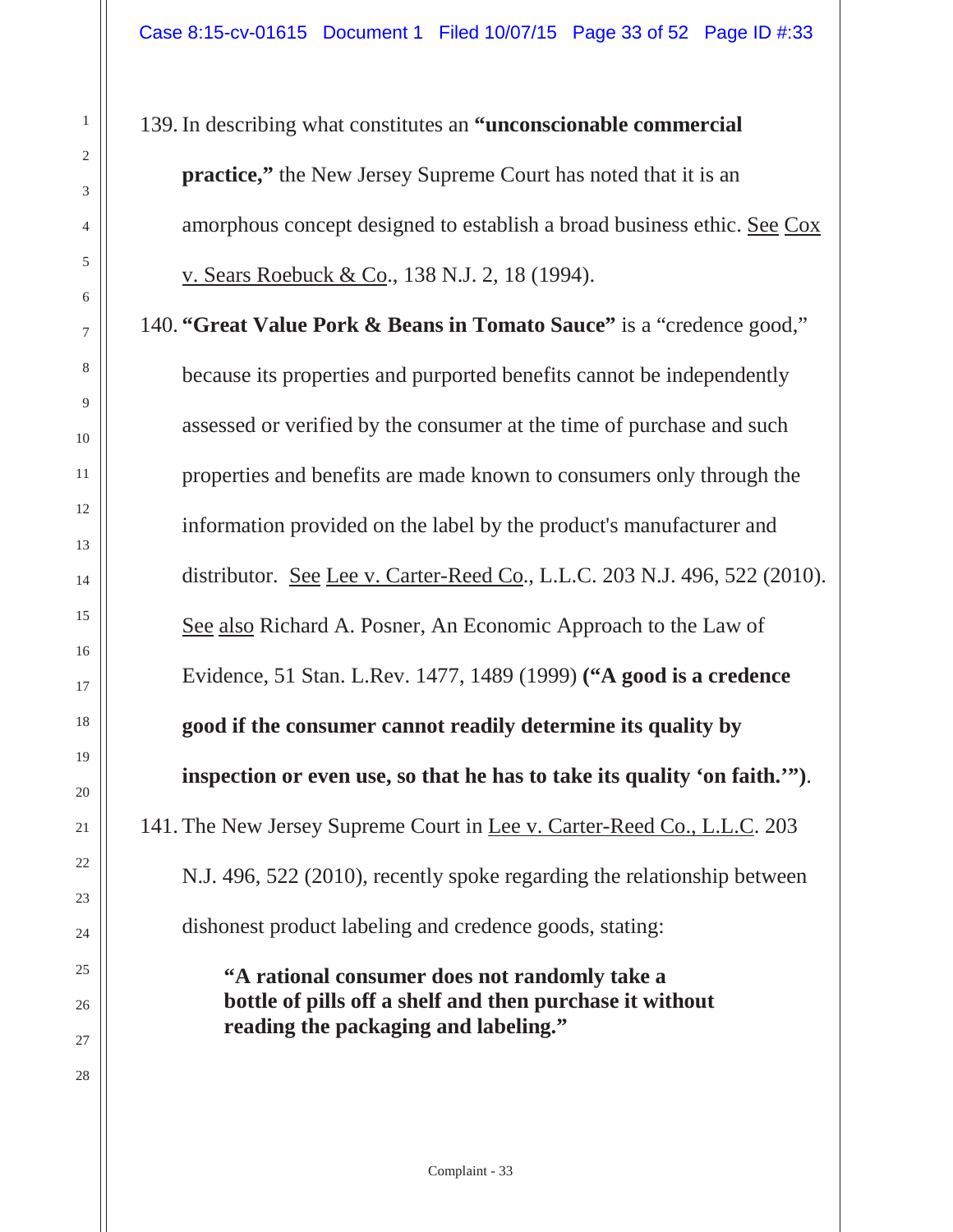139. In describing what constitutes an **"unconscionable commercial practice,"** the New Jersey Supreme Court has noted that it is an amorphous concept designed to establish a broad business ethic. See Cox v. Sears Roebuck & Co., 138 N.J. 2, 18 (1994).

140. **"Great Value Pork & Beans in Tomato Sauce"** is a "credence good," because its properties and purported benefits cannot be independently assessed or verified by the consumer at the time of purchase and such properties and benefits are made known to consumers only through the information provided on the label by the product's manufacturer and distributor. See Lee v. Carter-Reed Co., L.L.C. 203 N.J. 496, 522 (2010). See also Richard A. Posner, An Economic Approach to the Law of Evidence, 51 Stan. L.Rev. 1477, 1489 (1999) **("A good is a credence good if the consumer cannot readily determine its quality by inspection or even use, so that he has to take its quality 'on faith.'")**.

141. The New Jersey Supreme Court in Lee v. Carter-Reed Co., L.L.C. 203 N.J. 496, 522 (2010), recently spoke regarding the relationship between dishonest product labeling and credence goods, stating:

> **"A rational consumer does not randomly take a bottle of pills off a shelf and then purchase it without reading the packaging and labeling."**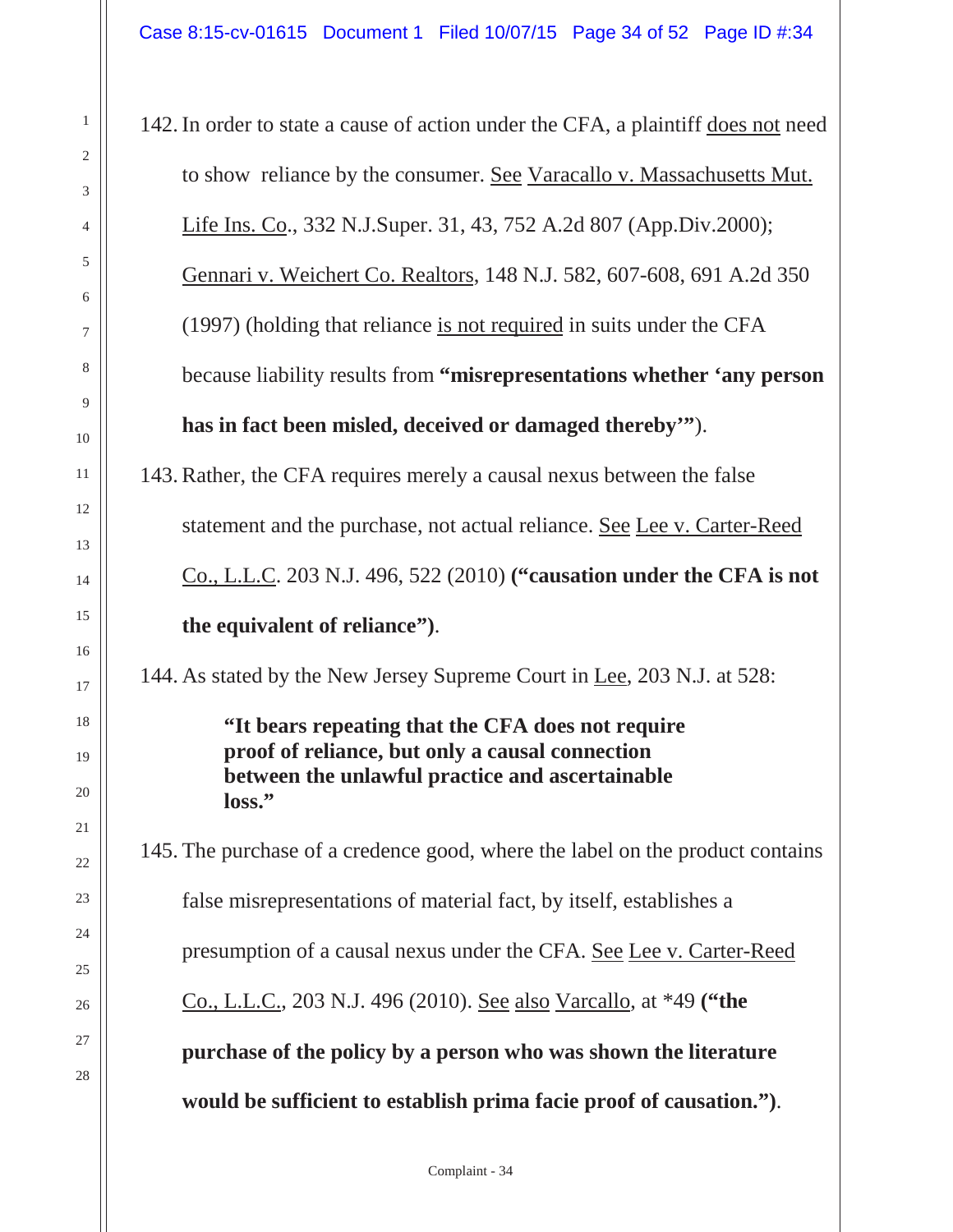142. In order to state a cause of action under the CFA, a plaintiff does not need to show reliance by the consumer. See Varacallo v. Massachusetts Mut. Life Ins. Co., 332 N.J.Super. 31, 43, 752 A.2d 807 (App.Div.2000); Gennari v. Weichert Co. Realtors, 148 N.J. 582, 607-608, 691 A.2d 350 (1997) (holding that reliance is not required in suits under the CFA because liability results from **"misrepresentations whether 'any person has in fact been misled, deceived or damaged thereby'"**).

143. Rather, the CFA requires merely a causal nexus between the false statement and the purchase, not actual reliance. See Lee v. Carter-Reed Co., L.L.C. 203 N.J. 496, 522 (2010) **("causation under the CFA is not the equivalent of reliance")**.

144. As stated by the New Jersey Supreme Court in Lee, 203 N.J. at 528:

> **"It bears repeating that the CFA does not require proof of reliance, but only a causal connection between the unlawful practice and ascertainable loss."**

145. The purchase of a credence good, where the label on the product contains false misrepresentations of material fact, by itself, establishes a presumption of a causal nexus under the CFA. See Lee v. Carter-Reed Co., L.L.C., 203 N.J. 496 (2010). See also Varcallo, at *49 **("the purchase of the policy by a person who was shown the literature would be sufficient to establish prima facie proof of causation.")**.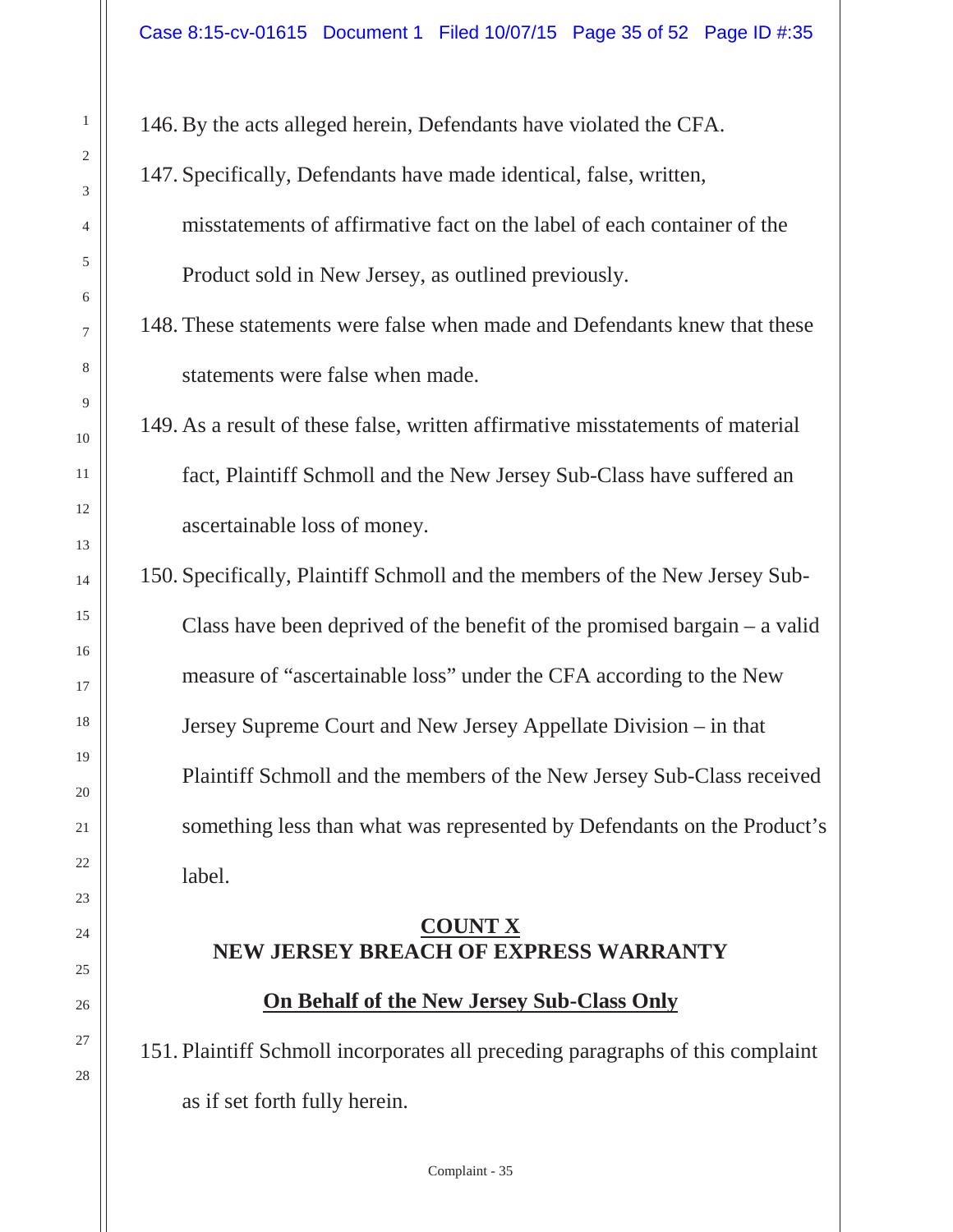146. By the acts alleged herein, Defendants have violated the CFA.

147. Specifically, Defendants have made identical, false, written, misstatements of affirmative fact on the label of each container of the Product sold in New Jersey, as outlined previously.

148. These statements were false when made and Defendants knew that these statements were false when made.

149. As a result of these false, written affirmative misstatements of material fact, Plaintiff Schmoll and the New Jersey Sub-Class have suffered an ascertainable loss of money.

150. Specifically, Plaintiff Schmoll and the members of the New Jersey Sub-Class have been deprived of the benefit of the promised bargain – a valid measure of "ascertainable loss" under the CFA according to the New Jersey Supreme Court and New Jersey Appellate Division – in that Plaintiff Schmoll and the members of the New Jersey Sub-Class received something less than what was represented by Defendants on the Product's label.

## COUNT X
## NEW JERSEY BREACH OF EXPRESS WARRANTY

**On Behalf of the New Jersey Sub-Class Only**

151. Plaintiff Schmoll incorporates all preceding paragraphs of this complaint as if set forth fully herein.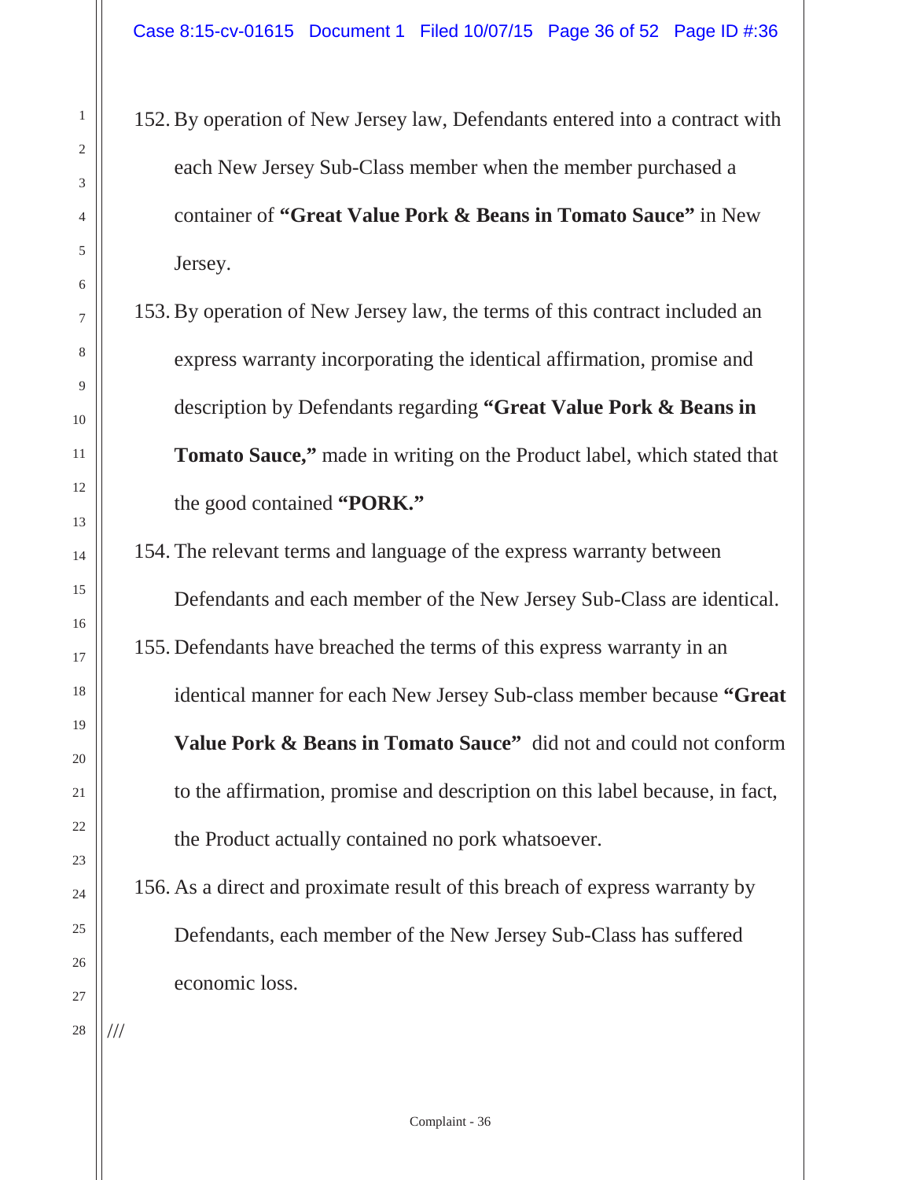152. By operation of New Jersey law, Defendants entered into a contract with each New Jersey Sub-Class member when the member purchased a container of **"Great Value Pork & Beans in Tomato Sauce"** in New Jersey.

153. By operation of New Jersey law, the terms of this contract included an express warranty incorporating the identical affirmation, promise and description by Defendants regarding **"Great Value Pork & Beans in Tomato Sauce,"** made in writing on the Product label, which stated that the good contained **"PORK."**

154. The relevant terms and language of the express warranty between Defendants and each member of the New Jersey Sub-Class are identical.

155. Defendants have breached the terms of this express warranty in an identical manner for each New Jersey Sub-class member because **"Great Value Pork & Beans in Tomato Sauce"** did not and could not conform to the affirmation, promise and description on this label because, in fact, the Product actually contained no pork whatsoever.

156. As a direct and proximate result of this breach of express warranty by Defendants, each member of the New Jersey Sub-Class has suffered economic loss.

///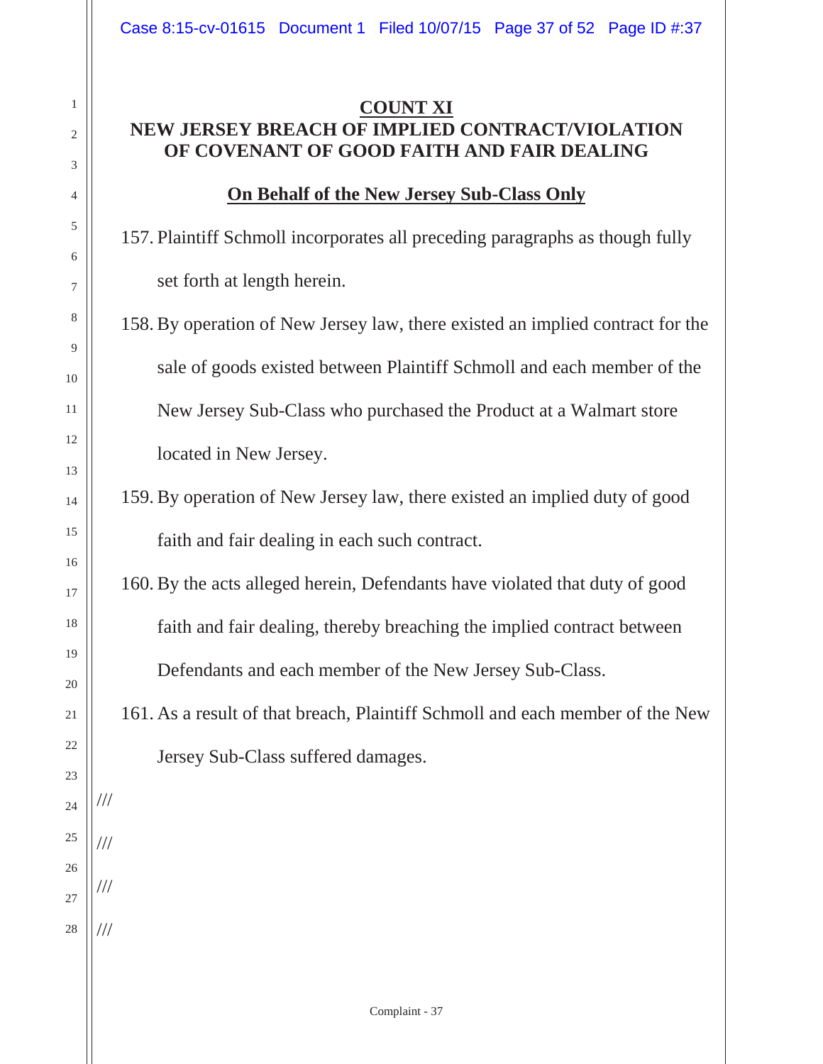**COUNT XI**

**NEW JERSEY BREACH OF IMPLIED CONTRACT/VIOLATION OF COVENANT OF GOOD FAITH AND FAIR DEALING**

**On Behalf of the New Jersey Sub-Class Only**

157. Plaintiff Schmoll incorporates all preceding paragraphs as though fully set forth at length herein.

158. By operation of New Jersey law, there existed an implied contract for the sale of goods existed between Plaintiff Schmoll and each member of the New Jersey Sub-Class who purchased the Product at a Walmart store located in New Jersey.

159. By operation of New Jersey law, there existed an implied duty of good faith and fair dealing in each such contract.

160. By the acts alleged herein, Defendants have violated that duty of good faith and fair dealing, thereby breaching the implied contract between Defendants and each member of the New Jersey Sub-Class.

161. As a result of that breach, Plaintiff Schmoll and each member of the New Jersey Sub-Class suffered damages.

///

///

///

///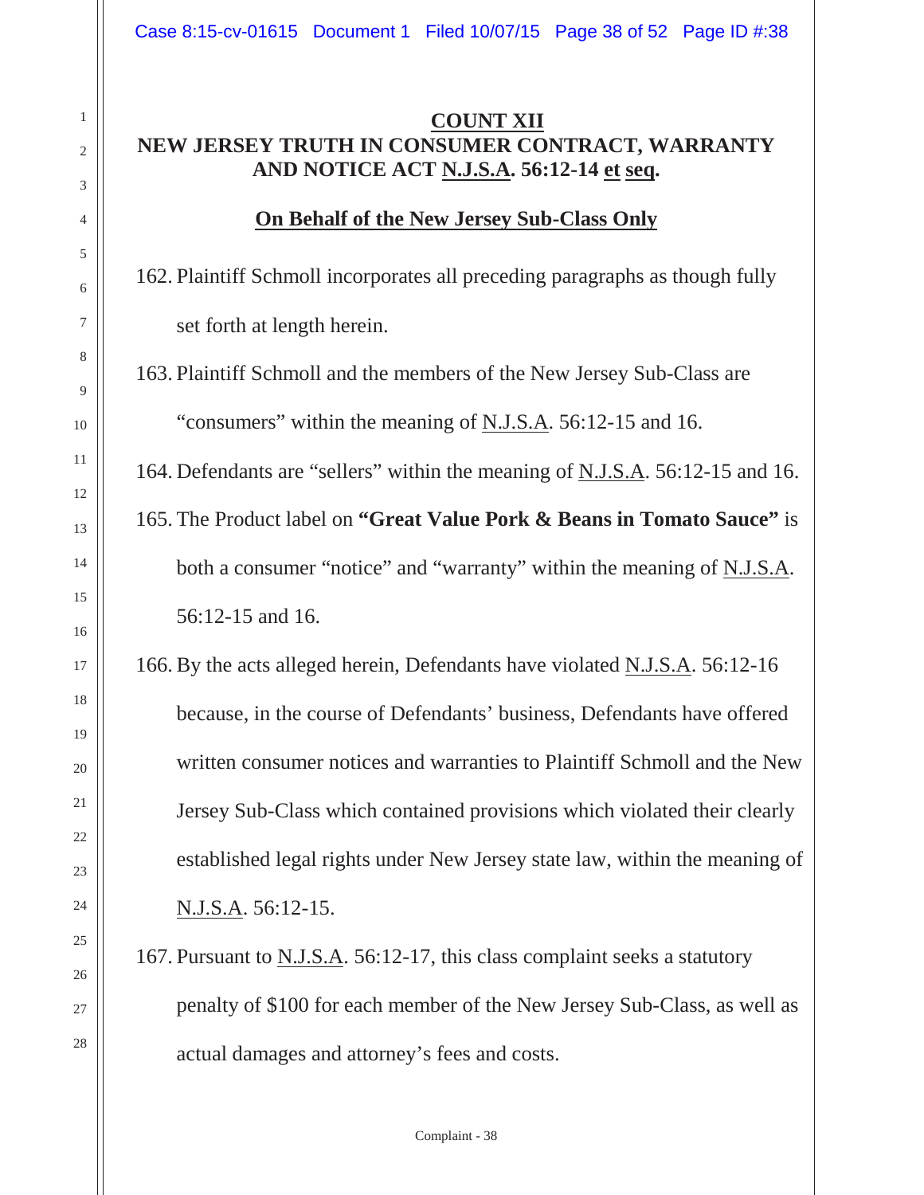**COUNT XII**

**NEW JERSEY TRUTH IN CONSUMER CONTRACT, WARRANTY AND NOTICE ACT N.J.S.A. 56:12-14 et seq.**

**On Behalf of the New Jersey Sub-Class Only**

162. Plaintiff Schmoll incorporates all preceding paragraphs as though fully set forth at length herein.

163. Plaintiff Schmoll and the members of the New Jersey Sub-Class are "consumers" within the meaning of N.J.S.A. 56:12-15 and 16.

164. Defendants are "sellers" within the meaning of N.J.S.A. 56:12-15 and 16.

165. The Product label on **"Great Value Pork & Beans in Tomato Sauce"** is both a consumer "notice" and "warranty" within the meaning of N.J.S.A. 56:12-15 and 16.

166. By the acts alleged herein, Defendants have violated N.J.S.A. 56:12-16 because, in the course of Defendants' business, Defendants have offered written consumer notices and warranties to Plaintiff Schmoll and the New Jersey Sub-Class which contained provisions which violated their clearly established legal rights under New Jersey state law, within the meaning of N.J.S.A. 56:12-15.

167. Pursuant to N.J.S.A. 56:12-17, this class complaint seeks a statutory penalty of $100 for each member of the New Jersey Sub-Class, as well as actual damages and attorney's fees and costs.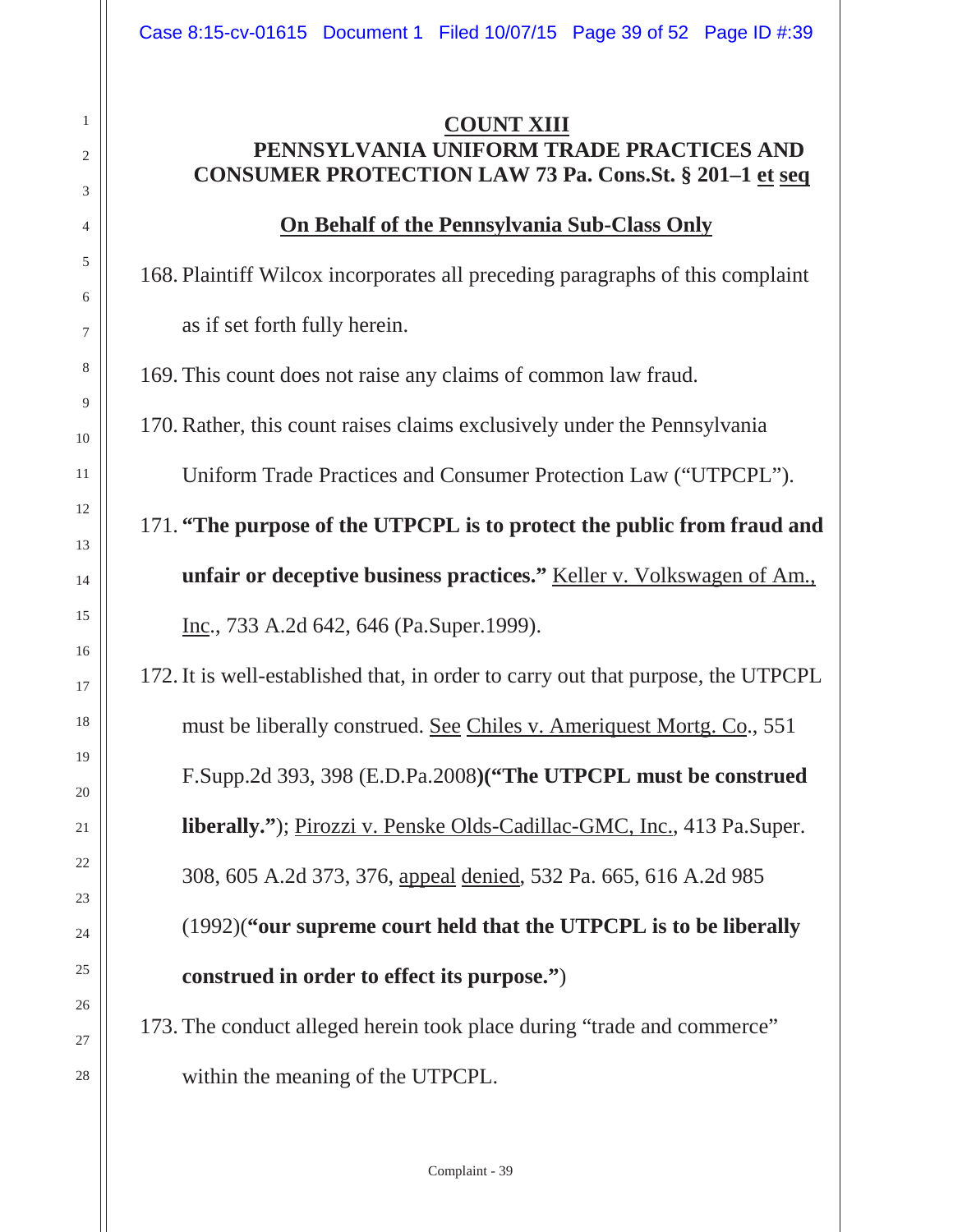**COUNT XIII**

**PENNSYLVANIA UNIFORM TRADE PRACTICES AND CONSUMER PROTECTION LAW 73 Pa. Cons.St. § 201–1 et seq**

**On Behalf of the Pennsylvania Sub-Class Only**

168. Plaintiff Wilcox incorporates all preceding paragraphs of this complaint as if set forth fully herein.

169. This count does not raise any claims of common law fraud.

170. Rather, this count raises claims exclusively under the Pennsylvania Uniform Trade Practices and Consumer Protection Law ("UTPCPL").

171. **"The purpose of the UTPCPL is to protect the public from fraud and unfair or deceptive business practices."** Keller v. Volkswagen of Am., Inc., 733 A.2d 642, 646 (Pa.Super.1999).

172. It is well-established that, in order to carry out that purpose, the UTPCPL must be liberally construed. See Chiles v. Ameriquest Mortg. Co., 551 F.Supp.2d 393, 398 (E.D.Pa.2008**)("The UTPCPL must be construed liberally."**); Pirozzi v. Penske Olds-Cadillac-GMC, Inc., 413 Pa.Super. 308, 605 A.2d 373, 376, appeal denied, 532 Pa. 665, 616 A.2d 985 (1992)(**"our supreme court held that the UTPCPL is to be liberally construed in order to effect its purpose."**)

173. The conduct alleged herein took place during "trade and commerce" within the meaning of the UTPCPL.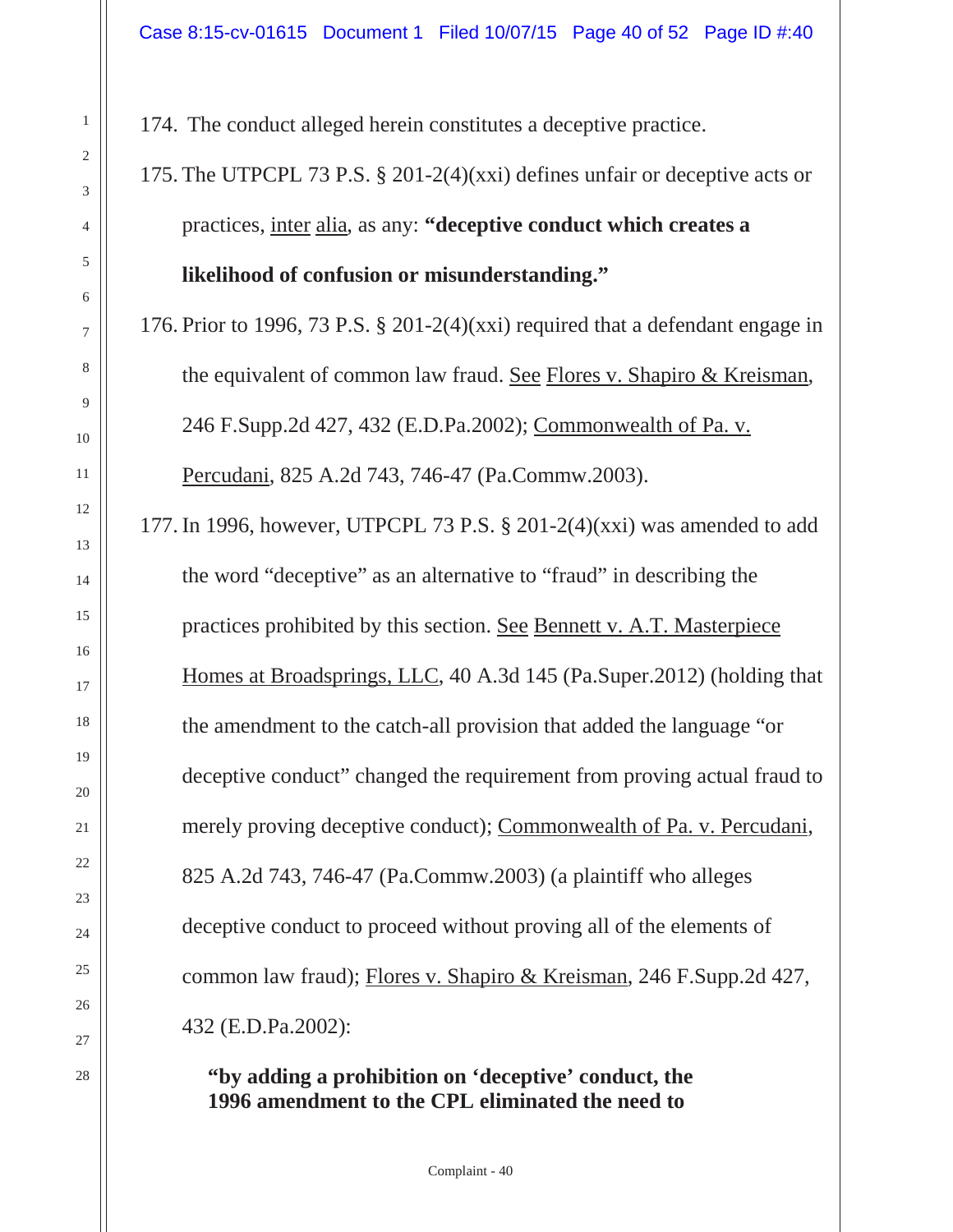174. The conduct alleged herein constitutes a deceptive practice.

175. The UTPCPL 73 P.S. § 201-2(4)(xxi) defines unfair or deceptive acts or practices, inter alia, as any: **"deceptive conduct which creates a likelihood of confusion or misunderstanding."**

176. Prior to 1996, 73 P.S. § 201-2(4)(xxi) required that a defendant engage in the equivalent of common law fraud. See Flores v. Shapiro & Kreisman, 246 F.Supp.2d 427, 432 (E.D.Pa.2002); Commonwealth of Pa. v. Percudani, 825 A.2d 743, 746-47 (Pa.Commw.2003).

177. In 1996, however, UTPCPL 73 P.S. § 201-2(4)(xxi) was amended to add the word "deceptive" as an alternative to "fraud" in describing the practices prohibited by this section. See Bennett v. A.T. Masterpiece Homes at Broadsprings, LLC, 40 A.3d 145 (Pa.Super.2012) (holding that the amendment to the catch-all provision that added the language "or deceptive conduct" changed the requirement from proving actual fraud to merely proving deceptive conduct); Commonwealth of Pa. v. Percudani, 825 A.2d 743, 746-47 (Pa.Commw.2003) (a plaintiff who alleges deceptive conduct to proceed without proving all of the elements of common law fraud); Flores v. Shapiro & Kreisman, 246 F.Supp.2d 427, 432 (E.D.Pa.2002):

> **"by adding a prohibition on 'deceptive' conduct, the 1996 amendment to the CPL eliminated the need to**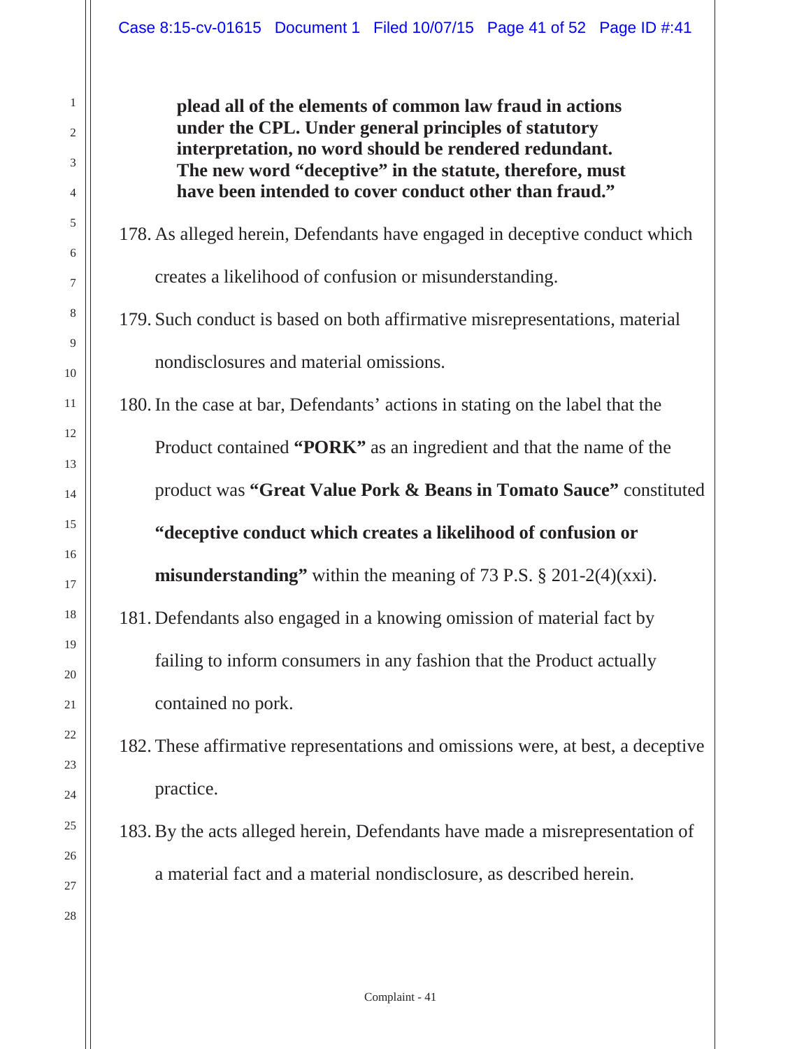**plead all of the elements of common law fraud in actions under the CPL. Under general principles of statutory interpretation, no word should be rendered redundant. The new word "deceptive" in the statute, therefore, must have been intended to cover conduct other than fraud."**

178. As alleged herein, Defendants have engaged in deceptive conduct which creates a likelihood of confusion or misunderstanding.

179. Such conduct is based on both affirmative misrepresentations, material nondisclosures and material omissions.

180. In the case at bar, Defendants' actions in stating on the label that the Product contained **"PORK"** as an ingredient and that the name of the product was **"Great Value Pork & Beans in Tomato Sauce"** constituted **"deceptive conduct which creates a likelihood of confusion or misunderstanding"** within the meaning of 73 P.S. § 201-2(4)(xxi).

181. Defendants also engaged in a knowing omission of material fact by failing to inform consumers in any fashion that the Product actually contained no pork.

182. These affirmative representations and omissions were, at best, a deceptive practice.

183. By the acts alleged herein, Defendants have made a misrepresentation of a material fact and a material nondisclosure, as described herein.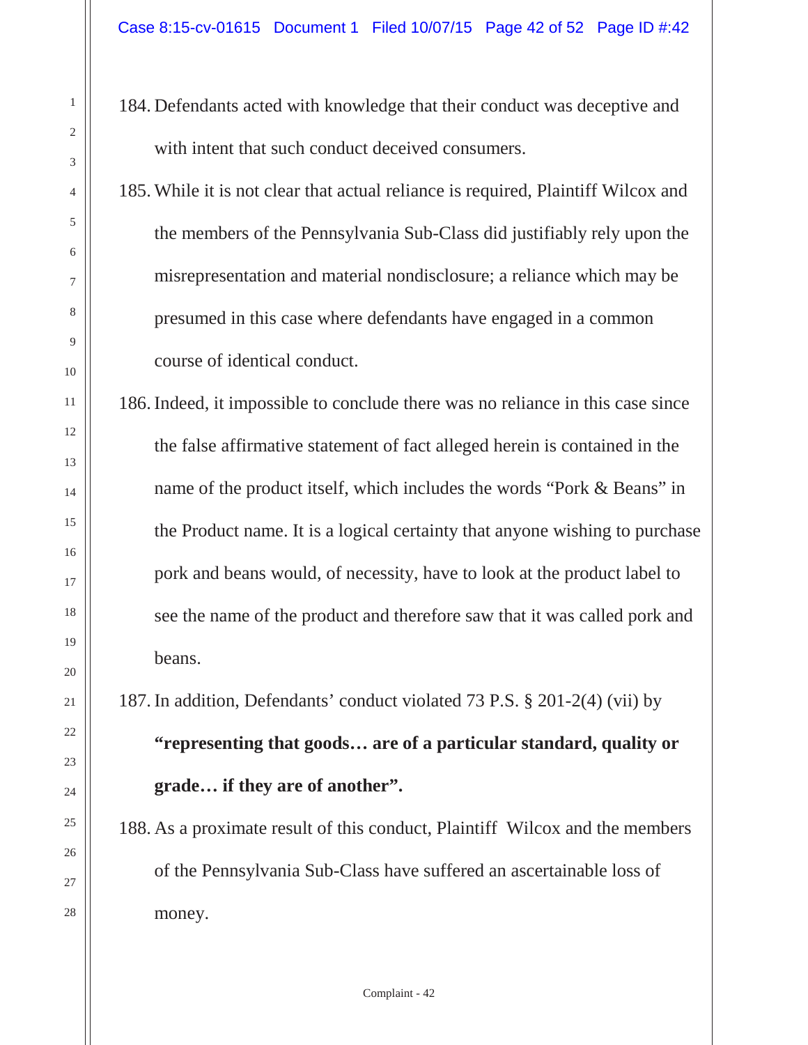184. Defendants acted with knowledge that their conduct was deceptive and with intent that such conduct deceived consumers.

185. While it is not clear that actual reliance is required, Plaintiff Wilcox and the members of the Pennsylvania Sub-Class did justifiably rely upon the misrepresentation and material nondisclosure; a reliance which may be presumed in this case where defendants have engaged in a common course of identical conduct.

186. Indeed, it impossible to conclude there was no reliance in this case since the false affirmative statement of fact alleged herein is contained in the name of the product itself, which includes the words "Pork & Beans" in the Product name. It is a logical certainty that anyone wishing to purchase pork and beans would, of necessity, have to look at the product label to see the name of the product and therefore saw that it was called pork and beans.

187. In addition, Defendants' conduct violated 73 P.S. § 201-2(4) (vii) by **"representing that goods… are of a particular standard, quality or grade… if they are of another".**

188. As a proximate result of this conduct, Plaintiff Wilcox and the members of the Pennsylvania Sub-Class have suffered an ascertainable loss of money.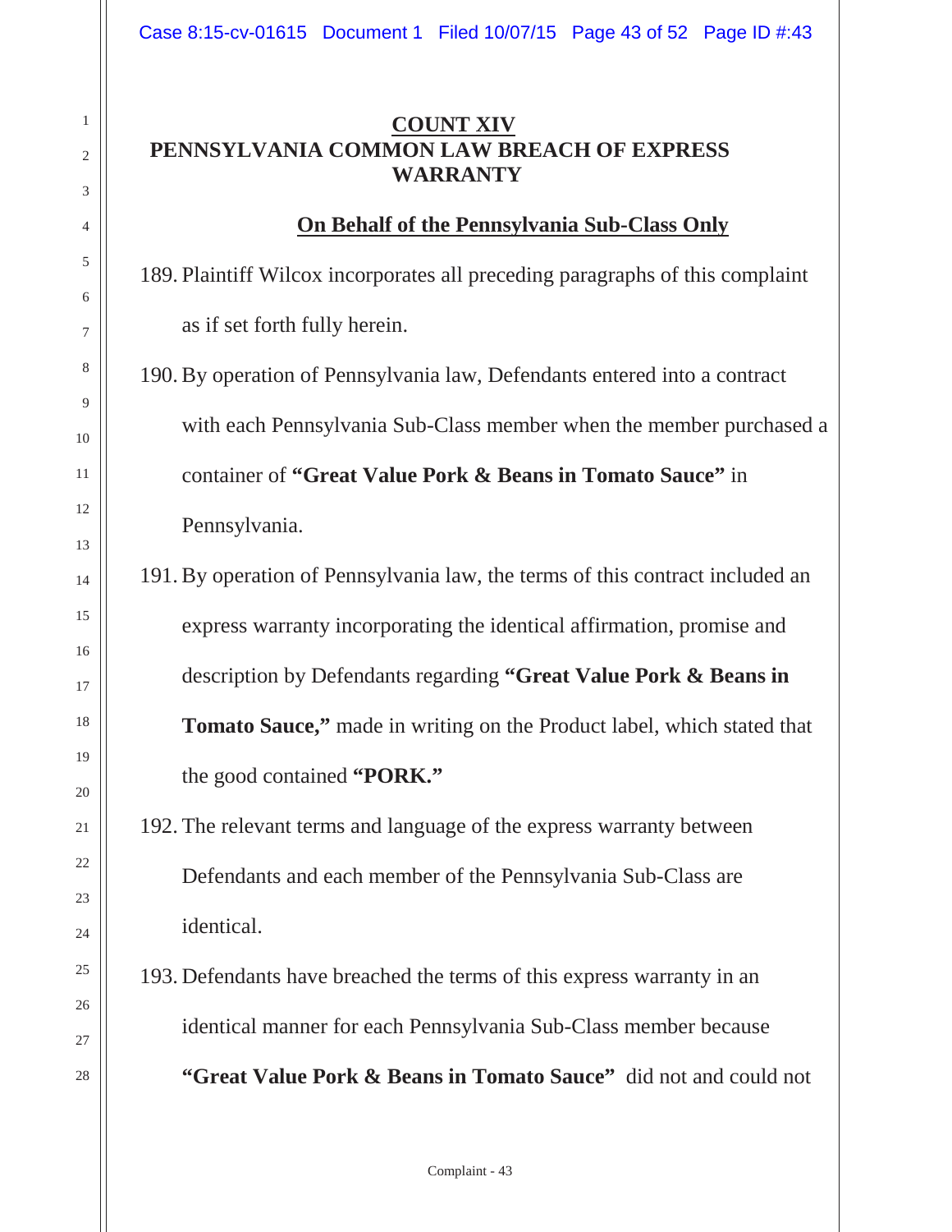## COUNT XIV
## PENNSYLVANIA COMMON LAW BREACH OF EXPRESS WARRANTY

**On Behalf of the Pennsylvania Sub-Class Only**

189. Plaintiff Wilcox incorporates all preceding paragraphs of this complaint as if set forth fully herein.

190. By operation of Pennsylvania law, Defendants entered into a contract with each Pennsylvania Sub-Class member when the member purchased a container of **"Great Value Pork & Beans in Tomato Sauce"** in Pennsylvania.

191. By operation of Pennsylvania law, the terms of this contract included an express warranty incorporating the identical affirmation, promise and description by Defendants regarding **"Great Value Pork & Beans in Tomato Sauce,"** made in writing on the Product label, which stated that the good contained **"PORK."**

192. The relevant terms and language of the express warranty between Defendants and each member of the Pennsylvania Sub-Class are identical.

193. Defendants have breached the terms of this express warranty in an identical manner for each Pennsylvania Sub-Class member because **"Great Value Pork & Beans in Tomato Sauce"** did not and could not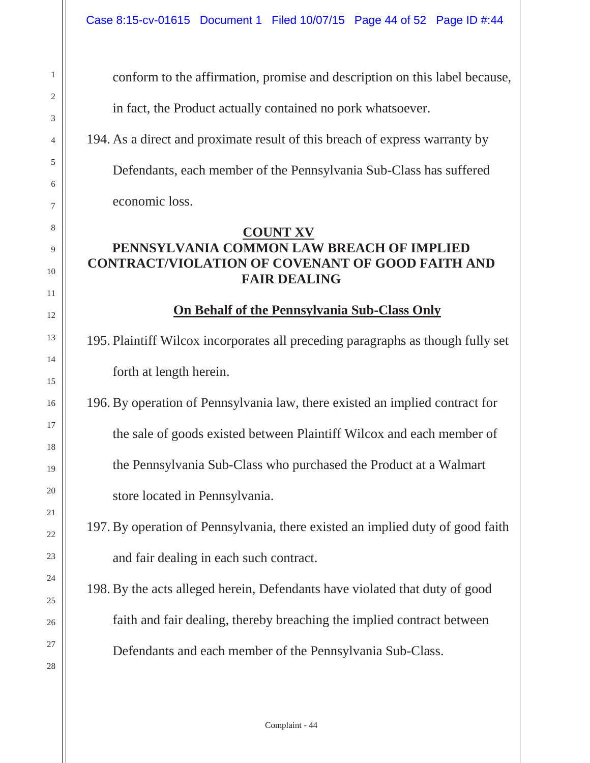conform to the affirmation, promise and description on this label because, in fact, the Product actually contained no pork whatsoever.

194. As a direct and proximate result of this breach of express warranty by Defendants, each member of the Pennsylvania Sub-Class has suffered economic loss.

## COUNT XV

## PENNSYLVANIA COMMON LAW BREACH OF IMPLIED CONTRACT/VIOLATION OF COVENANT OF GOOD FAITH AND FAIR DEALING

**On Behalf of the Pennsylvania Sub-Class Only**

195. Plaintiff Wilcox incorporates all preceding paragraphs as though fully set forth at length herein.

196. By operation of Pennsylvania law, there existed an implied contract for the sale of goods existed between Plaintiff Wilcox and each member of the Pennsylvania Sub-Class who purchased the Product at a Walmart store located in Pennsylvania.

197. By operation of Pennsylvania, there existed an implied duty of good faith and fair dealing in each such contract.

198. By the acts alleged herein, Defendants have violated that duty of good faith and fair dealing, thereby breaching the implied contract between Defendants and each member of the Pennsylvania Sub-Class.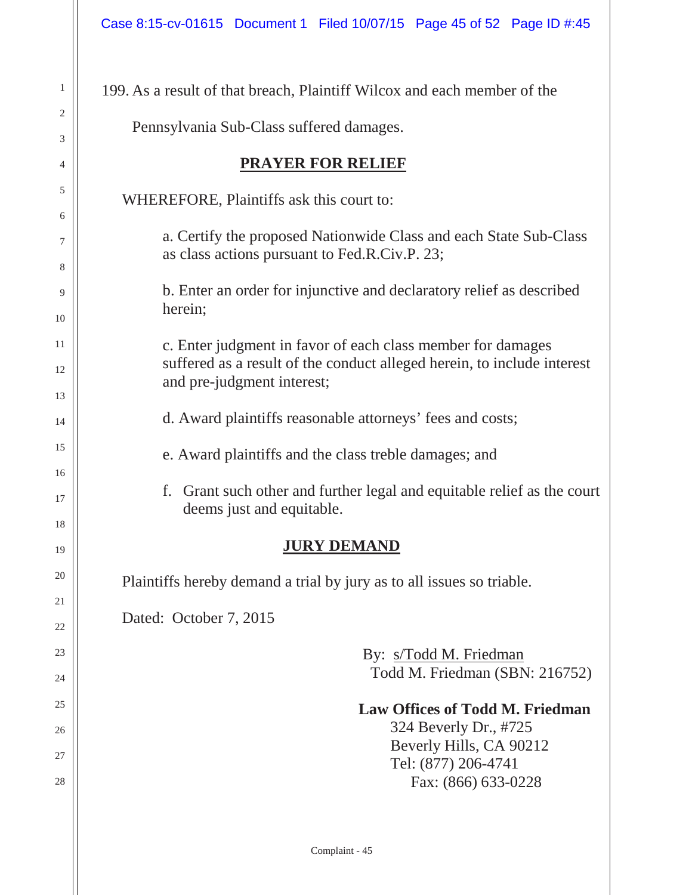199. As a result of that breach, Plaintiff Wilcox and each member of the Pennsylvania Sub-Class suffered damages.

## PRAYER FOR RELIEF

WHEREFORE, Plaintiffs ask this court to:

a. Certify the proposed Nationwide Class and each State Sub-Class as class actions pursuant to Fed.R.Civ.P. 23;

b. Enter an order for injunctive and declaratory relief as described herein;

c. Enter judgment in favor of each class member for damages suffered as a result of the conduct alleged herein, to include interest and pre-judgment interest;

d. Award plaintiffs reasonable attorneys' fees and costs;

e. Award plaintiffs and the class treble damages; and

f. Grant such other and further legal and equitable relief as the court deems just and equitable.

## JURY DEMAND

Plaintiffs hereby demand a trial by jury as to all issues so triable.

Dated: October 7, 2015

By: s/Todd M. Friedman
Todd M. Friedman (SBN: 216752)

**Law Offices of Todd M. Friedman**
324 Beverly Dr., #725
Beverly Hills, CA 90212
Tel: (877) 206-4741
Fax: (866) 633-0228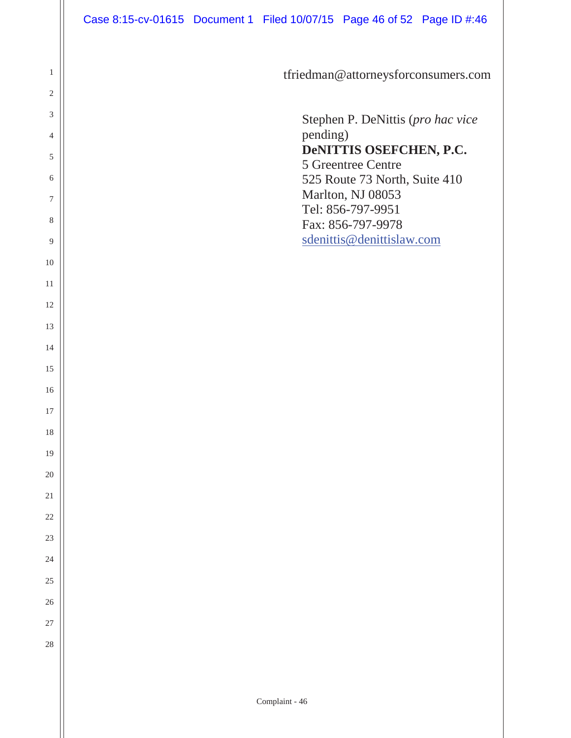tfriedman@attorneysforconsumers.com

Stephen P. DeNittis (*pro hac vice* pending)
**DeNITTIS OSEFCHEN, P.C.**
5 Greentree Centre
525 Route 73 North, Suite 410
Marlton, NJ 08053
Tel: 856-797-9951
Fax: 856-797-9978
sdenittis@denittislaw.com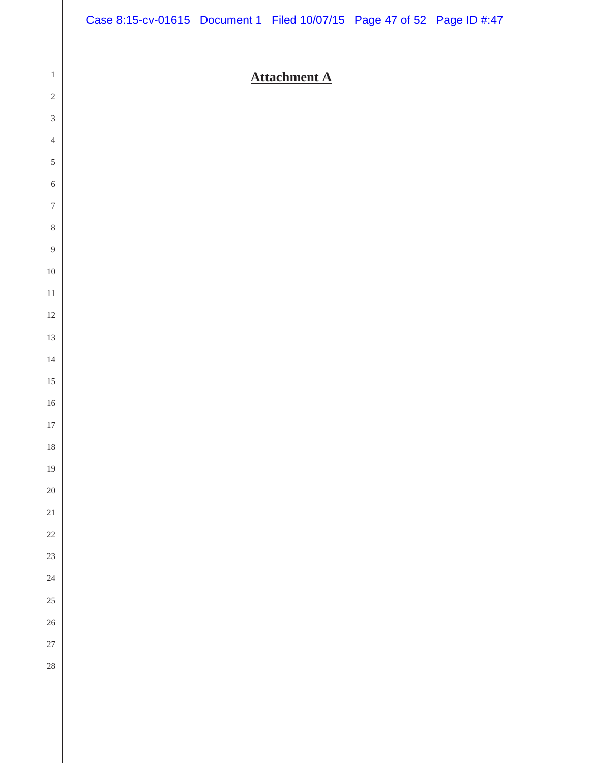**Attachment A**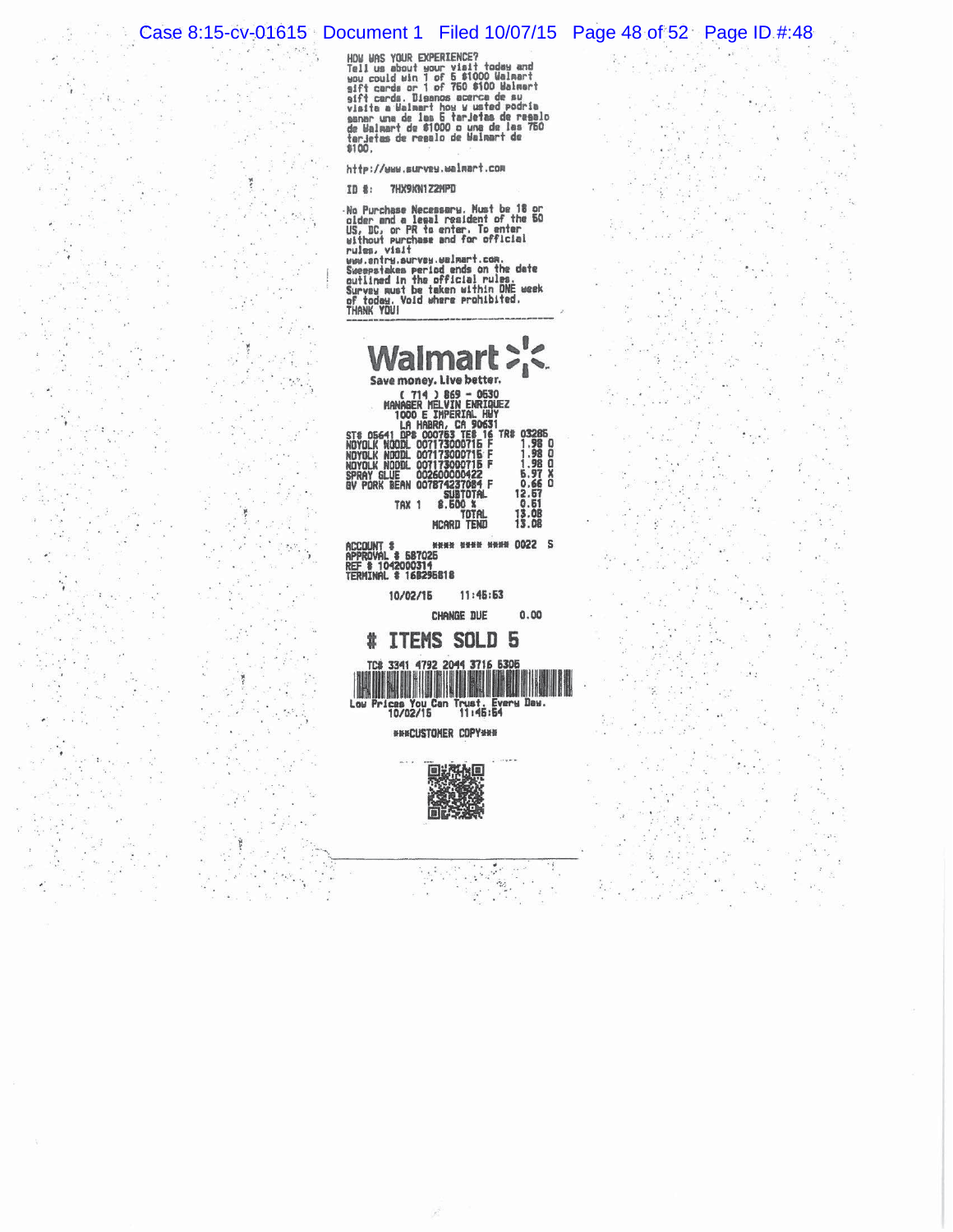HOW WAS YOUR EXPERIENCE?
Tell us about your visit today and you could win 1 of 5 $1000 Walmart gift cards or 1 of 750 $100 Walmart gift cards. Díganos acerca de su visita a Walmart hoy y usted podría ganar una de las 5 tarjetas de regalo de Walmart de $1000 o una de las 750 tarjetas de regalo de Walmart de $100.

http://www.survey.walmart.com

ID #: 7HX9KN1Z2MPD

No Purchase Necessary. Must be 18 or older and a legal resident of the 50 US, DC, or PR to enter. To enter without purchase and for official rules, visit www.entry.survey.walmart.com. Sweepstakes period ends on the date outlined in the official rules. Survey must be taken within ONE week of today. Void where prohibited. THANK YOU!

**Walmart**
Save money. Live better.

( 714 ) 869 - 0630
MANAGER MELVIN ENRIQUEZ
1000 E IMPERIAL HWY
LA HABRA, CA 90631

ST# 05641 OP# 000763 TE# 16 TR# 03286

| | | | |
|---|---|---|---|
| NDYOLK NOODL | 007173000715 F | 1.98 | O |
| NDYOLK NOODL | 007173000715 F | 1.98 | O |
| NDYOLK NOODL | 007173000715 F | 1.98 | O |
| SPRAY GLUE | 002600000422 | 5.97 | X |
| BV PORK BEAN | 007874237084 F | 0.66 | O |
| | SUBTOTAL | 12.57 | |
| TAX 1 | 8.500 % | 0.51 | |
| | TOTAL | 13.08 | |
| | MCARD TEND | 13.08 | |

ACCOUNT # **** **** **** 0022 S
APPROVAL # 587025
REF # 1042000314
TERMINAL # 168295818

10/02/15 11:45:53

CHANGE DUE 0.00

# ITEMS SOLD 5

TC# 3341 4792 2044 3716 5305

Low Prices You Can Trust. Every Day.
10/02/15 11:45:54

***CUSTOMER COPY***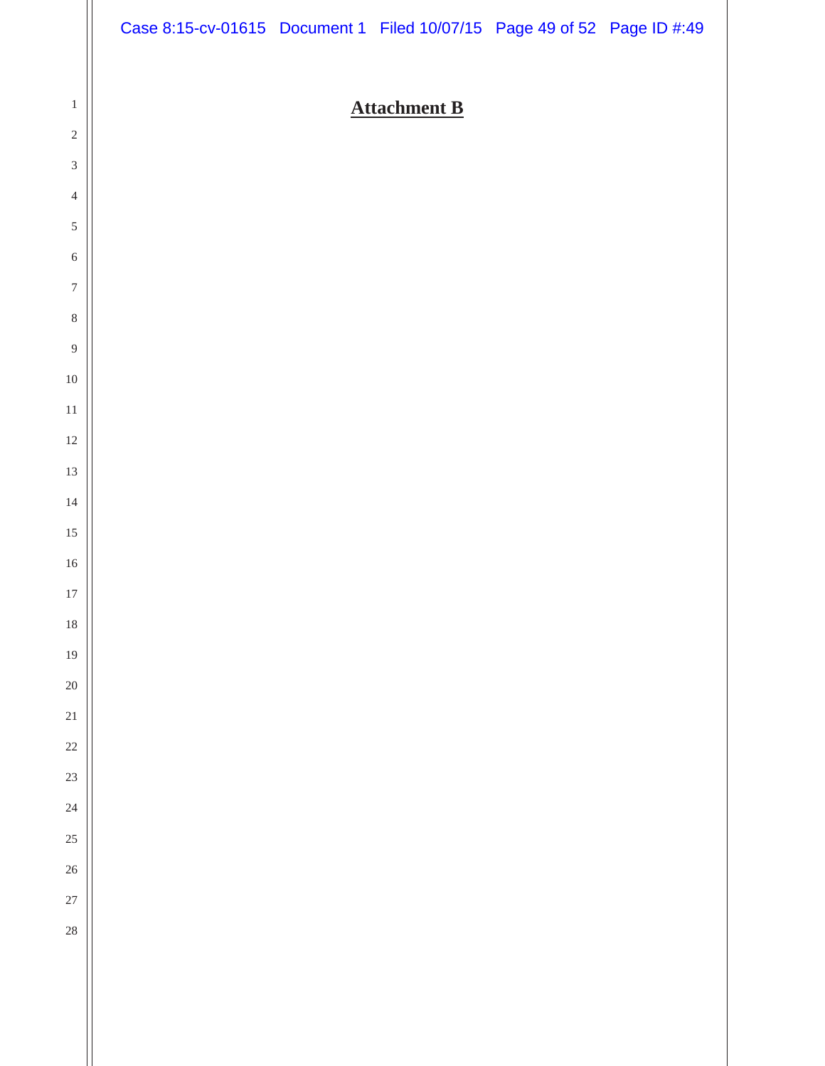**Attachment B**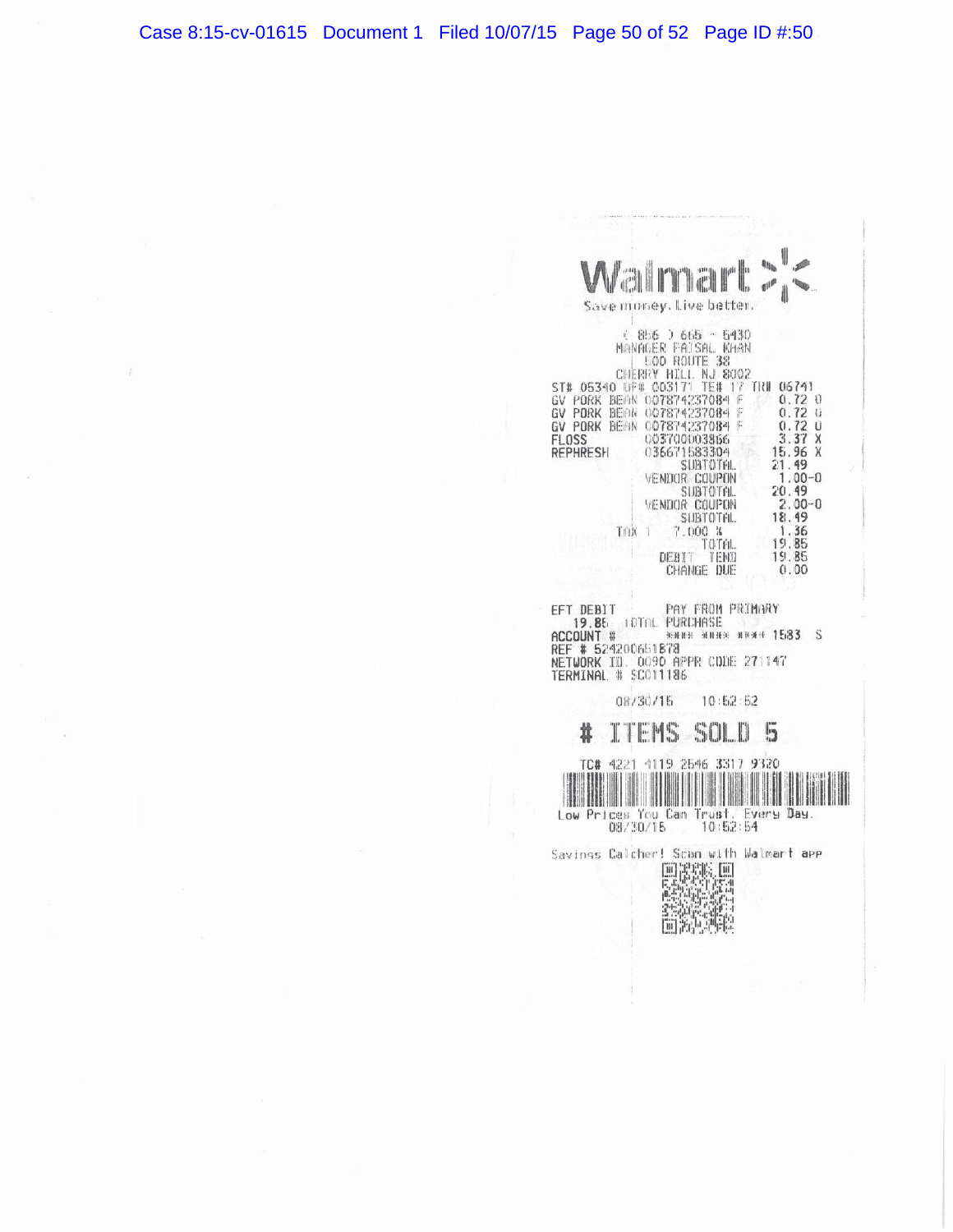# Walmart

Save money. Live better.

( 856 ) 665 - 5430
MANAGER FAISAL KHAN
500 ROUTE 38
CHERRY HILL NJ 8002

ST# 05340 OP# 003171 TE# 17 TR# 06741

| | | |
|---|---|---|
| GV PORK BEAN | 007874237084 F | 0.72 O |
| GV PORK BEAN | 007874237084 F | 0.72 O |
| GV PORK BEAN | 007874237084 F | 0.72 O |
| FLOSS | 003700003866 | 3.37 X |
| REPHRESH | 036671583304 | 15.96 X |
| | SUBTOTAL | 21.49 |
| | VENDOR COUPON | 1.00-O |
| | SUBTOTAL | 20.49 |
| | VENDOR COUPON | 2.00-O |
| | SUBTOTAL | 18.49 |
| | TAX 1 7.000 % | 1.36 |
| | TOTAL | 19.85 |
| | DEBIT TEND | 19.85 |
| | CHANGE DUE | 0.00 |

EFT DEBIT PAY FROM PRIMARY
19.85 TOTAL PURCHASE
ACCOUNT # **** **** **** 1583 S
REF # 524200651878
NETWORK ID. 0090 APPR CODE 271147
TERMINAL # SC011186

08/30/15 10:52:52

# ITEMS SOLD 5

TC# 4221 4119 2546 3317 9320

Low Prices You Can Trust. Every Day.
08/30/15 10:52:54

Savings Catcher! Scan with Walmart app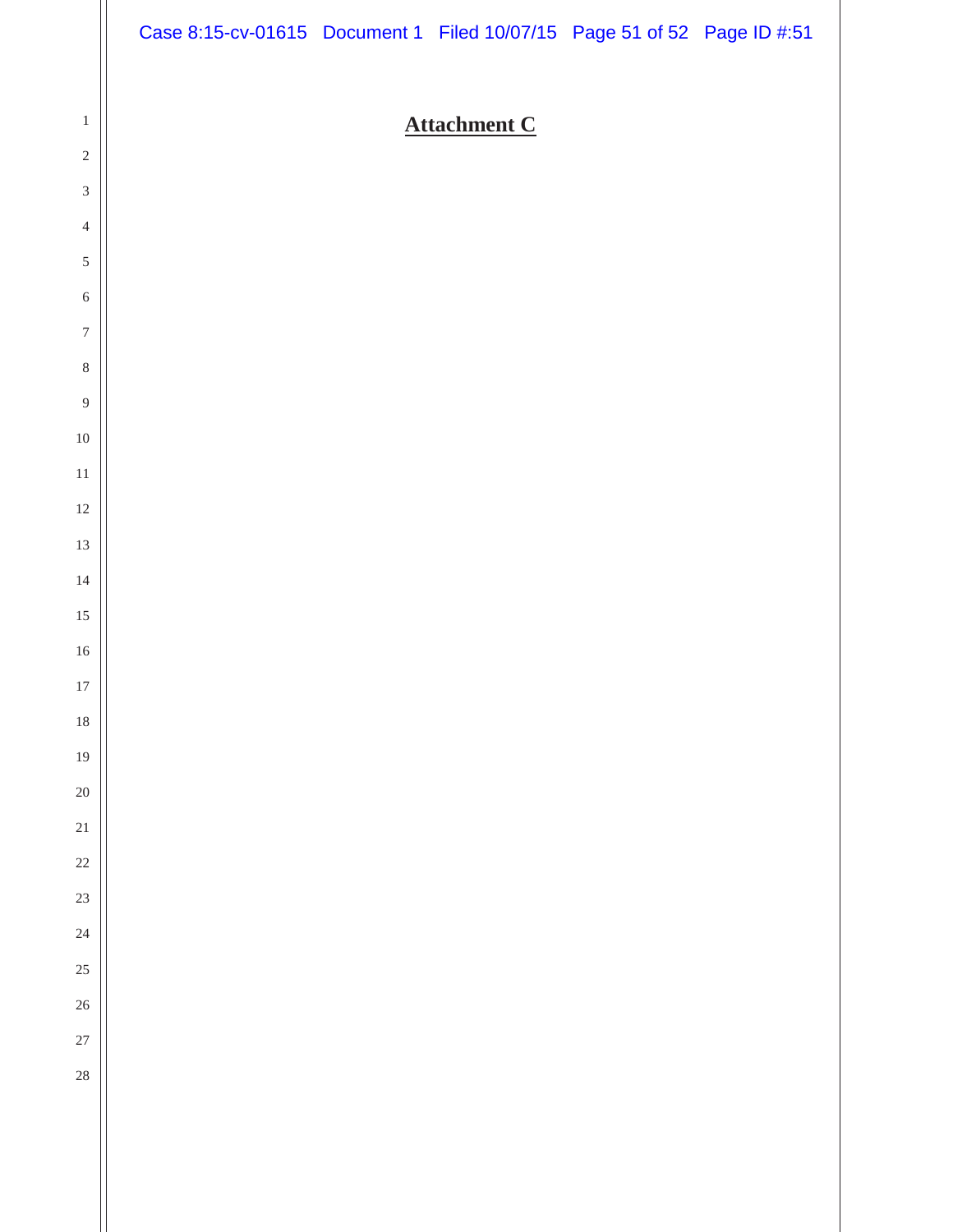**Attachment C**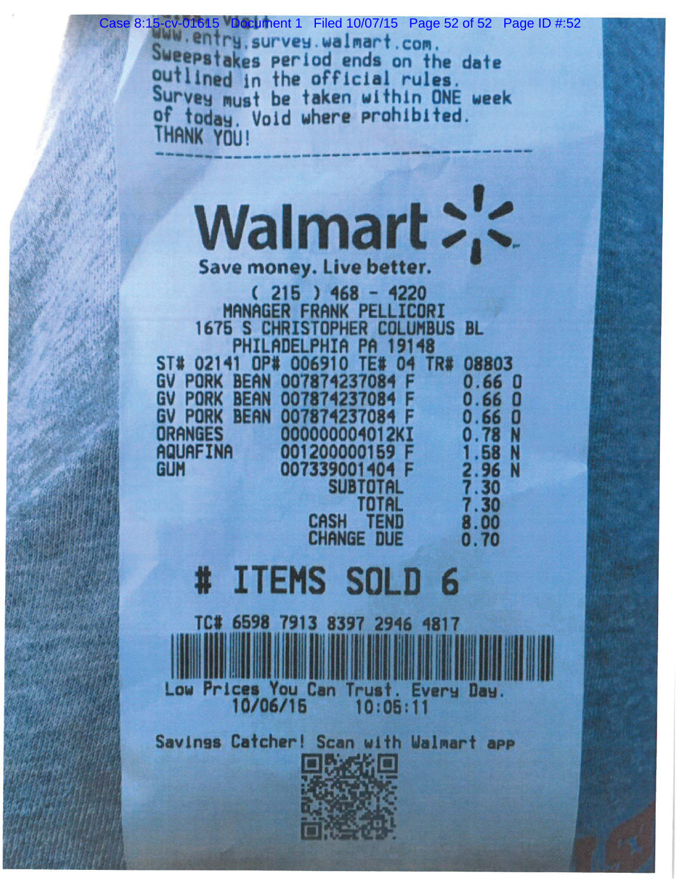www.entry.survey.walmart.com.
Sweepstakes period ends on the date outlined in the official rules.
Survey must be taken within ONE week of today. Void where prohibited.
THANK YOU!

---

Walmart

Save money. Live better.

( 215 ) 468 - 4220
MANAGER FRANK PELLICORI
1675 S CHRISTOPHER COLUMBUS BL
PHILADELPHIA PA 19148
ST# 02141 OP# 006910 TE# 04 TR# 08803

| | | |
|---|---|---|
| GV PORK BEAN | 007874237084 F | 0.66 O |
| GV PORK BEAN | 007874237084 F | 0.66 O |
| GV PORK BEAN | 007874237084 F | 0.66 O |
| ORANGES | 000000004012KI | 0.78 N |
| AQUAFINA | 001200000159 F | 1.58 N |
| GUM | 007339001404 F | 2.96 N |
| | SUBTOTAL | 7.30 |
| | TOTAL | 7.30 |
| | CASH TEND | 8.00 |
| | CHANGE DUE | 0.70 |

# ITEMS SOLD 6

TC# 6598 7913 8397 2946 4817

Low Prices You Can Trust. Every Day.
10/06/15 10:05:11

Savings Catcher! Scan with Walmart app